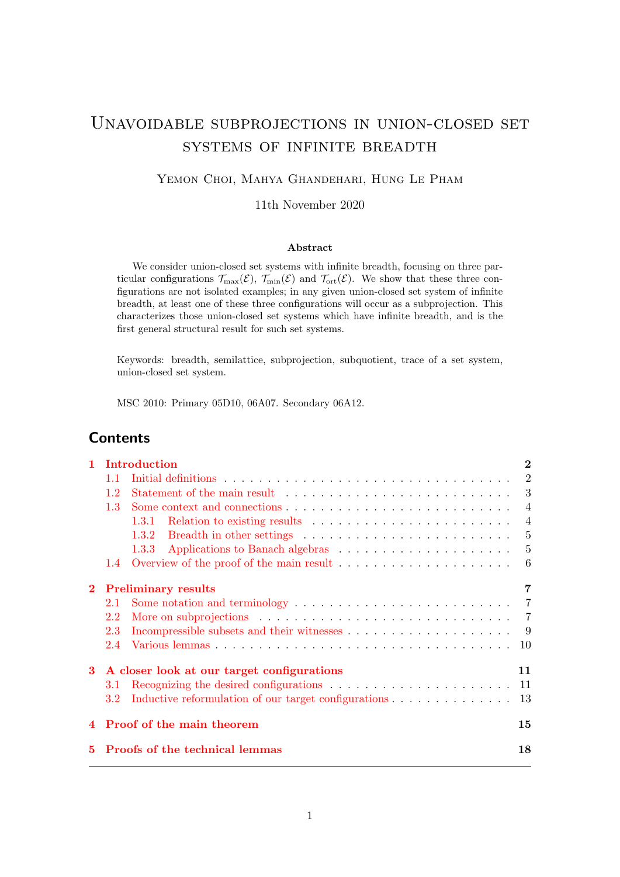# Unavoidable subprojections in union-closed set systems of infinite breadth

Yemon Choi, Mahya Ghandehari, Hung Le Pham

11th November 2020

### Abstract

We consider union-closed set systems with infinite breadth, focusing on three particular configurations $\mathcal{T}_{\max}(\mathcal{E})$, $\mathcal{T}_{\min}(\mathcal{E})$ and $\mathcal{T}_{\text{ort}}(\mathcal{E})$. We show that these three configurations are not isolated examples; in any given union-closed set system of infinite breadth, at least one of these three configurations will occur as a subprojection. This characterizes those union-closed set systems which have infinite breadth, and is the first general structural result for such set systems.

Keywords: breadth, semilattice, subprojection, subquotient, trace of a set system, union-closed set system.

MSC 2010: Primary 05D10, 06A07. Secondary 06A12.

## Contents

- **1 Introduction** — 2
  - 1.1 Initial definitions — 2
  - 1.2 Statement of the main result — 3
  - 1.3 Some context and connections — 4
    - 1.3.1 Relation to existing results — 4
    - 1.3.2 Breadth in other settings — 5
    - 1.3.3 Applications to Banach algebras — 5
  - 1.4 Overview of the proof of the main result — 6
- **2 Preliminary results** — 7
  - 2.1 Some notation and terminology — 7
  - 2.2 More on subprojections — 7
  - 2.3 Incompressible subsets and their witnesses — 9
  - 2.4 Various lemmas — 10
- **3 A closer look at our target configurations** — 11
  - 3.1 Recognizing the desired configurations — 11
  - 3.2 Inductive reformulation of our target configurations — 13
- **4 Proof of the main theorem** — 15
- **5 Proofs of the technical lemmas** — 18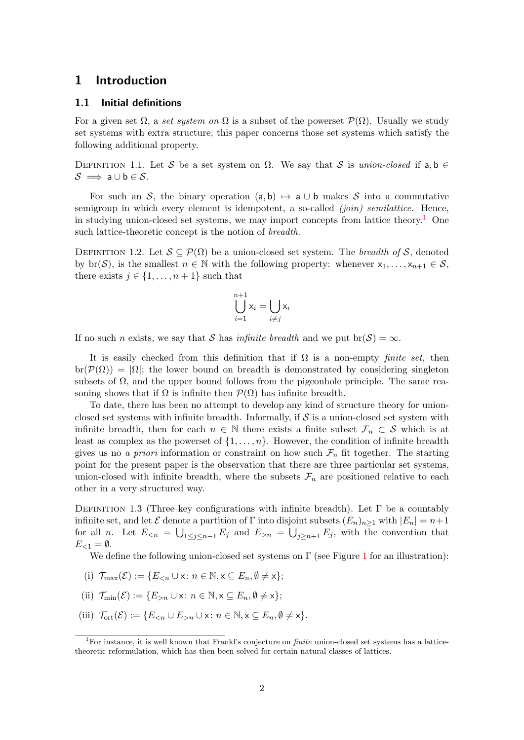# 1 Introduction

## 1.1 Initial definitions

For a given set $\Omega$, a *set system on* $\Omega$ is a subset of the powerset $\mathcal{P}(\Omega)$. Usually we study set systems with extra structure; this paper concerns those set systems which satisfy the following additional property.

Definition 1.1. Let $\mathcal{S}$ be a set system on $\Omega$. We say that $\mathcal{S}$ is *union-closed* if $\mathsf{a}, \mathsf{b} \in \mathcal{S} \implies \mathsf{a} \cup \mathsf{b} \in \mathcal{S}$.

For such an $\mathcal{S}$, the binary operation $(\mathsf{a}, \mathsf{b}) \mapsto \mathsf{a} \cup \mathsf{b}$ makes $\mathcal{S}$ into a commutative semigroup in which every element is idempotent, a so-called *(join) semilattice.* Hence, in studying union-closed set systems, we may import concepts from lattice theory.[1] One such lattice-theoretic concept is the notion of *breadth*.

Definition 1.2. Let $\mathcal{S} \subseteq \mathcal{P}(\Omega)$ be a union-closed set system. The *breadth of* $\mathcal{S}$, denoted by $\mathrm{br}(\mathcal{S})$, is the smallest $n \in \mathbb{N}$ with the following property: whenever $\mathsf{x}_1, \dots, \mathsf{x}_{n+1} \in \mathcal{S}$, there exists $j \in \{1, \dots, n+1\}$ such that

$$\bigcup_{i=1}^{n+1} \mathsf{x}_i = \bigcup_{i \neq j} \mathsf{x}_i$$

If no such $n$ exists, we say that $\mathcal{S}$ has *infinite breadth* and we put $\mathrm{br}(\mathcal{S}) = \infty$.

It is easily checked from this definition that if $\Omega$ is a non-empty *finite set*, then $\mathrm{br}(\mathcal{P}(\Omega)) = |\Omega|$; the lower bound on breadth is demonstrated by considering singleton subsets of $\Omega$, and the upper bound follows from the pigeonhole principle. The same reasoning shows that if $\Omega$ is infinite then $\mathcal{P}(\Omega)$ has infinite breadth.

To date, there has been no attempt to develop any kind of structure theory for union-closed set systems with infinite breadth. Informally, if $\mathcal{S}$ is a union-closed set system with infinite breadth, then for each $n \in \mathbb{N}$ there exists a finite subset $\mathcal{F}_n \subset \mathcal{S}$ which is at least as complex as the powerset of $\{1, \dots, n\}$. However, the condition of infinite breadth gives us no *a priori* information or constraint on how such $\mathcal{F}_n$ fit together. The starting point for the present paper is the observation that there are three particular set systems, union-closed with infinite breadth, where the subsets $\mathcal{F}_n$ are positioned relative to each other in a very structured way.

Definition 1.3 (Three key configurations with infinite breadth). Let $\Gamma$ be a countably infinite set, and let $\mathcal{E}$ denote a partition of $\Gamma$ into disjoint subsets $(E_n)_{n \geq 1}$ with $|E_n| = n+1$ for all $n$. Let $E_{<n} = \bigcup_{1 \leq j \leq n-1} E_j$ and $E_{>n} = \bigcup_{j \geq n+1} E_j$, with the convention that $E_{<1} = \emptyset$.

We define the following union-closed set systems on $\Gamma$ (see Figure 1 for an illustration):

(i) $\mathcal{T}_{\max}(\mathcal{E}) := \{E_{<n} \cup \mathsf{x} \colon n \in \mathbb{N}, \mathsf{x} \subseteq E_n, \emptyset \neq \mathsf{x}\}$;

(ii) $\mathcal{T}_{\min}(\mathcal{E}) := \{E_{>n} \cup \mathsf{x} \colon n \in \mathbb{N}, \mathsf{x} \subseteq E_n, \emptyset \neq \mathsf{x}\}$;

(iii) $\mathcal{T}_{\mathrm{ort}}(\mathcal{E}) := \{E_{<n} \cup E_{>n} \cup \mathsf{x} \colon n \in \mathbb{N}, \mathsf{x} \subseteq E_n, \emptyset \neq \mathsf{x}\}$.

[1] For instance, it is well known that Frankl's conjecture on *finite* union-closed set systems has a lattice-theoretic reformulation, which has then been solved for certain natural classes of lattices.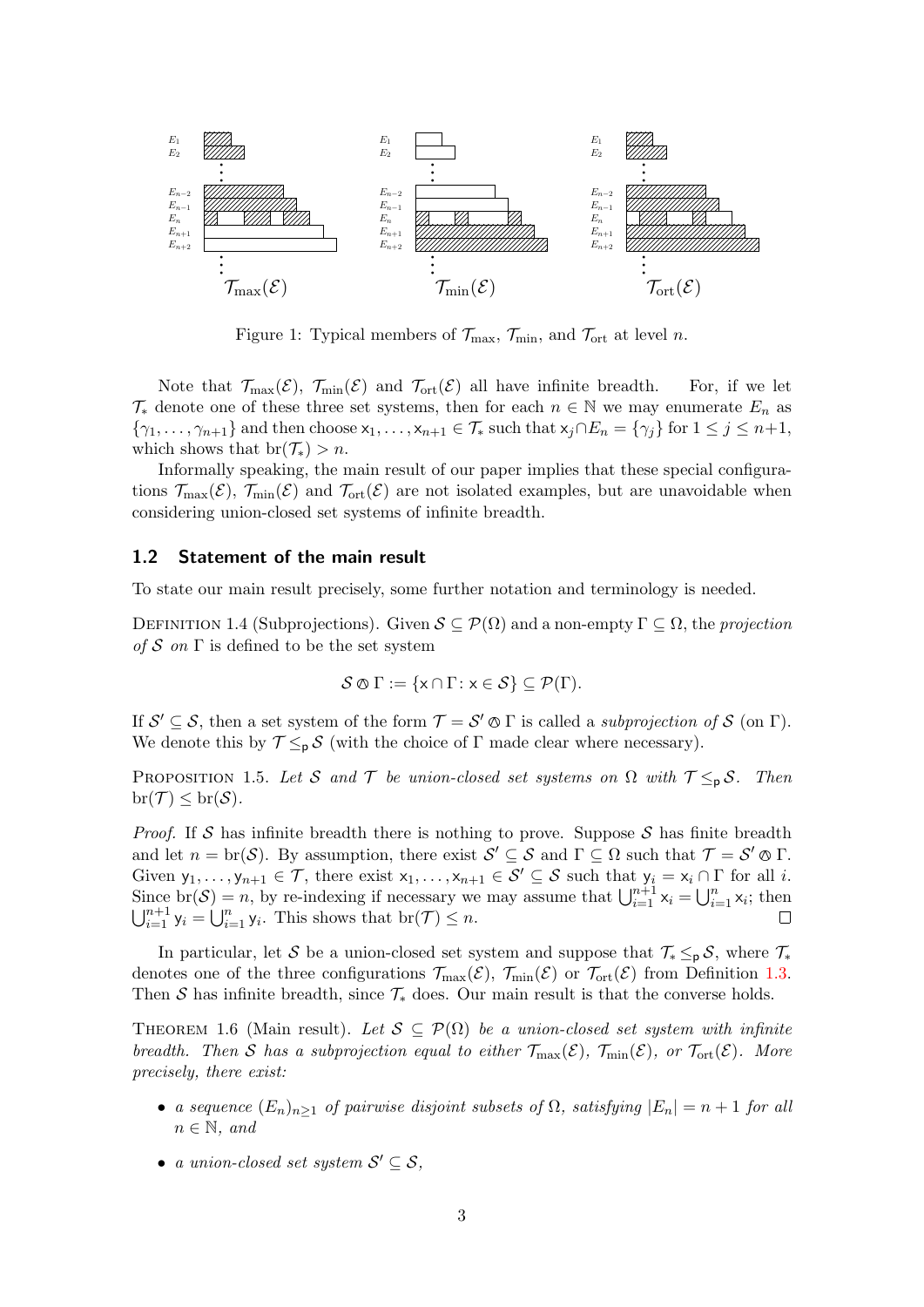Figure 1: Typical members of $\mathcal{T}_{\max}$, $\mathcal{T}_{\min}$, and $\mathcal{T}_{\mathrm{ort}}$ at level $n$.

Note that $\mathcal{T}_{\max}(\mathcal{E})$, $\mathcal{T}_{\min}(\mathcal{E})$ and $\mathcal{T}_{\mathrm{ort}}(\mathcal{E})$ all have infinite breadth. For, if we let $\mathcal{T}_*$ denote one of these three set systems, then for each $n \in \mathbb{N}$ we may enumerate $E_n$ as $\{\gamma_1, \dots, \gamma_{n+1}\}$ and then choose $\mathsf{x}_1, \dots, \mathsf{x}_{n+1} \in \mathcal{T}_*$ such that $\mathsf{x}_j \cap E_n = \{\gamma_j\}$ for $1 \leq j \leq n+1$, which shows that $\mathrm{br}(\mathcal{T}_*) > n$.

Informally speaking, the main result of our paper implies that these special configurations $\mathcal{T}_{\max}(\mathcal{E})$, $\mathcal{T}_{\min}(\mathcal{E})$ and $\mathcal{T}_{\mathrm{ort}}(\mathcal{E})$ are not isolated examples, but are unavoidable when considering union-closed set systems of infinite breadth.

### 1.2 Statement of the main result

To state our main result precisely, some further notation and terminology is needed.

Definition 1.4 (Subprojections). Given $\mathcal{S} \subseteq \mathcal{P}(\Omega)$ and a non-empty $\Gamma \subseteq \Omega$, the *projection of* $\mathcal{S}$ *on* $\Gamma$ is defined to be the set system

$$\mathcal{S} \oslash \Gamma := \{\mathsf{x} \cap \Gamma : \mathsf{x} \in \mathcal{S}\} \subseteq \mathcal{P}(\Gamma).$$

If $\mathcal{S}' \subseteq \mathcal{S}$, then a set system of the form $\mathcal{T} = \mathcal{S}' \oslash \Gamma$ is called a *subprojection of* $\mathcal{S}$ (on $\Gamma$). We denote this by $\mathcal{T} \leq_{\mathsf{p}} \mathcal{S}$ (with the choice of $\Gamma$ made clear where necessary).

Proposition 1.5. *Let* $\mathcal{S}$ *and* $\mathcal{T}$ *be union-closed set systems on* $\Omega$ *with* $\mathcal{T} \leq_{\mathsf{p}} \mathcal{S}$. *Then* $\mathrm{br}(\mathcal{T}) \leq \mathrm{br}(\mathcal{S})$.

*Proof.* If $\mathcal{S}$ has infinite breadth there is nothing to prove. Suppose $\mathcal{S}$ has finite breadth and let $n = \mathrm{br}(\mathcal{S})$. By assumption, there exist $\mathcal{S}' \subseteq \mathcal{S}$ and $\Gamma \subseteq \Omega$ such that $\mathcal{T} = \mathcal{S}' \oslash \Gamma$. Given $\mathsf{y}_1, \dots, \mathsf{y}_{n+1} \in \mathcal{T}$, there exist $\mathsf{x}_1, \dots, \mathsf{x}_{n+1} \in \mathcal{S}' \subseteq \mathcal{S}$ such that $\mathsf{y}_i = \mathsf{x}_i \cap \Gamma$ for all $i$. Since $\mathrm{br}(\mathcal{S}) = n$, by re-indexing if necessary we may assume that $\bigcup_{i=1}^{n+1} \mathsf{x}_i = \bigcup_{i=1}^{n} \mathsf{x}_i$; then $\bigcup_{i=1}^{n+1} \mathsf{y}_i = \bigcup_{i=1}^{n} \mathsf{y}_i$. This shows that $\mathrm{br}(\mathcal{T}) \leq n$. □

In particular, let $\mathcal{S}$ be a union-closed set system and suppose that $\mathcal{T}_* \leq_{\mathsf{p}} \mathcal{S}$, where $\mathcal{T}_*$ denotes one of the three configurations $\mathcal{T}_{\max}(\mathcal{E})$, $\mathcal{T}_{\min}(\mathcal{E})$ or $\mathcal{T}_{\mathrm{ort}}(\mathcal{E})$ from Definition 1.3. Then $\mathcal{S}$ has infinite breadth, since $\mathcal{T}_*$ does. Our main result is that the converse holds.

Theorem 1.6 (Main result). *Let* $\mathcal{S} \subseteq \mathcal{P}(\Omega)$ *be a union-closed set system with infinite breadth. Then* $\mathcal{S}$ *has a subprojection equal to either* $\mathcal{T}_{\max}(\mathcal{E})$, $\mathcal{T}_{\min}(\mathcal{E})$, *or* $\mathcal{T}_{\mathrm{ort}}(\mathcal{E})$. *More precisely, there exist:*

- *a sequence* $(E_n)_{n \geq 1}$ *of pairwise disjoint subsets of* $\Omega$, *satisfying* $|E_n| = n+1$ *for all* $n \in \mathbb{N}$, *and*
- *a union-closed set system* $\mathcal{S}' \subseteq \mathcal{S}$,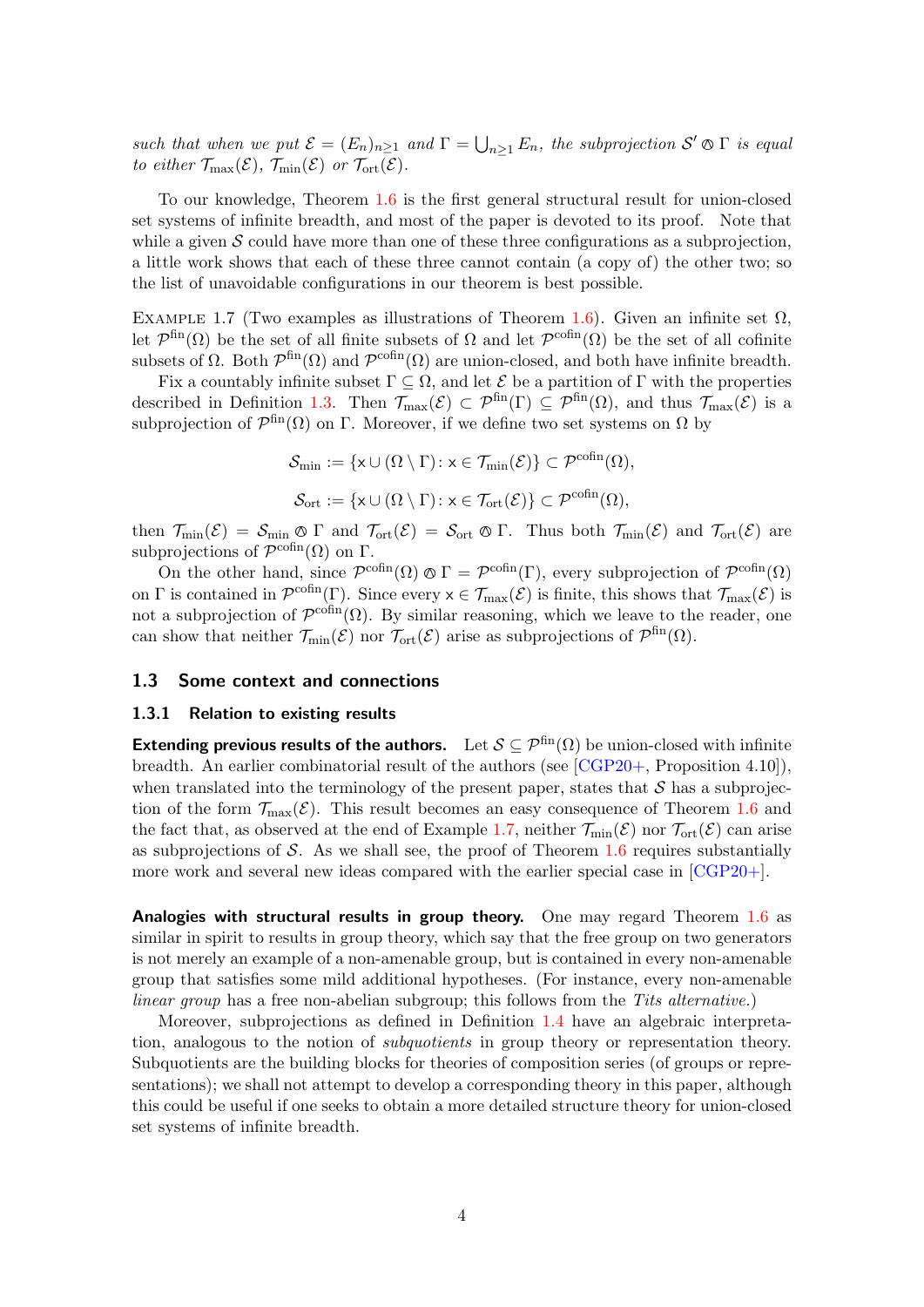*such that when we put $\mathcal{E} = (E_n)_{n\geq 1}$ and $\Gamma = \bigcup_{n\geq 1} E_n$, the subprojection $\mathcal{S}' \oslash \Gamma$ is equal to either $\mathcal{T}_{\max}(\mathcal{E})$, $\mathcal{T}_{\min}(\mathcal{E})$ or $\mathcal{T}_{\rm ort}(\mathcal{E})$.*

To our knowledge, Theorem 1.6 is the first general structural result for union-closed set systems of infinite breadth, and most of the paper is devoted to its proof. Note that while a given $\mathcal{S}$ could have more than one of these three configurations as a subprojection, a little work shows that each of these three cannot contain (a copy of) the other two; so the list of unavoidable configurations in our theorem is best possible.

Example 1.7 (Two examples as illustrations of Theorem 1.6). Given an infinite set $\Omega$, let $\mathcal{P}^{\rm fin}(\Omega)$ be the set of all finite subsets of $\Omega$ and let $\mathcal{P}^{\rm cofin}(\Omega)$ be the set of all cofinite subsets of $\Omega$. Both $\mathcal{P}^{\rm fin}(\Omega)$ and $\mathcal{P}^{\rm cofin}(\Omega)$ are union-closed, and both have infinite breadth.

Fix a countably infinite subset $\Gamma \subseteq \Omega$, and let $\mathcal{E}$ be a partition of $\Gamma$ with the properties described in Definition 1.3. Then $\mathcal{T}_{\max}(\mathcal{E}) \subset \mathcal{P}^{\rm fin}(\Gamma) \subseteq \mathcal{P}^{\rm fin}(\Omega)$, and thus $\mathcal{T}_{\max}(\mathcal{E})$ is a subprojection of $\mathcal{P}^{\rm fin}(\Omega)$ on $\Gamma$. Moreover, if we define two set systems on $\Omega$ by

$$\mathcal{S}_{\min} := \{\mathsf{x} \cup (\Omega \setminus \Gamma) \colon \mathsf{x} \in \mathcal{T}_{\min}(\mathcal{E})\} \subset \mathcal{P}^{\rm cofin}(\Omega),$$

$$\mathcal{S}_{\rm ort} := \{\mathsf{x} \cup (\Omega \setminus \Gamma) \colon \mathsf{x} \in \mathcal{T}_{\rm ort}(\mathcal{E})\} \subset \mathcal{P}^{\rm cofin}(\Omega),$$

then $\mathcal{T}_{\min}(\mathcal{E}) = \mathcal{S}_{\min} \oslash \Gamma$ and $\mathcal{T}_{\rm ort}(\mathcal{E}) = \mathcal{S}_{\rm ort} \oslash \Gamma$. Thus both $\mathcal{T}_{\min}(\mathcal{E})$ and $\mathcal{T}_{\rm ort}(\mathcal{E})$ are subprojections of $\mathcal{P}^{\rm cofin}(\Omega)$ on $\Gamma$.

On the other hand, since $\mathcal{P}^{\rm cofin}(\Omega) \oslash \Gamma = \mathcal{P}^{\rm cofin}(\Gamma)$, every subprojection of $\mathcal{P}^{\rm cofin}(\Omega)$ on $\Gamma$ is contained in $\mathcal{P}^{\rm cofin}(\Gamma)$. Since every $\mathsf{x} \in \mathcal{T}_{\max}(\mathcal{E})$ is finite, this shows that $\mathcal{T}_{\max}(\mathcal{E})$ is not a subprojection of $\mathcal{P}^{\rm cofin}(\Omega)$. By similar reasoning, which we leave to the reader, one can show that neither $\mathcal{T}_{\min}(\mathcal{E})$ nor $\mathcal{T}_{\rm ort}(\mathcal{E})$ arise as subprojections of $\mathcal{P}^{\rm fin}(\Omega)$.

## 1.3 Some context and connections

### 1.3.1 Relation to existing results

**Extending previous results of the authors.** Let $\mathcal{S} \subseteq \mathcal{P}^{\rm fin}(\Omega)$ be union-closed with infinite breadth. An earlier combinatorial result of the authors (see [CGP20+, Proposition 4.10]), when translated into the terminology of the present paper, states that $\mathcal{S}$ has a subprojection of the form $\mathcal{T}_{\max}(\mathcal{E})$. This result becomes an easy consequence of Theorem 1.6 and the fact that, as observed at the end of Example 1.7, neither $\mathcal{T}_{\min}(\mathcal{E})$ nor $\mathcal{T}_{\rm ort}(\mathcal{E})$ can arise as subprojections of $\mathcal{S}$. As we shall see, the proof of Theorem 1.6 requires substantially more work and several new ideas compared with the earlier special case in [CGP20+].

**Analogies with structural results in group theory.** One may regard Theorem 1.6 as similar in spirit to results in group theory, which say that the free group on two generators is not merely an example of a non-amenable group, but is contained in every non-amenable group that satisfies some mild additional hypotheses. (For instance, every non-amenable *linear group* has a free non-abelian subgroup; this follows from the *Tits alternative.*)

Moreover, subprojections as defined in Definition 1.4 have an algebraic interpretation, analogous to the notion of *subquotients* in group theory or representation theory. Subquotients are the building blocks for theories of composition series (of groups or representations); we shall not attempt to develop a corresponding theory in this paper, although this could be useful if one seeks to obtain a more detailed structure theory for union-closed set systems of infinite breadth.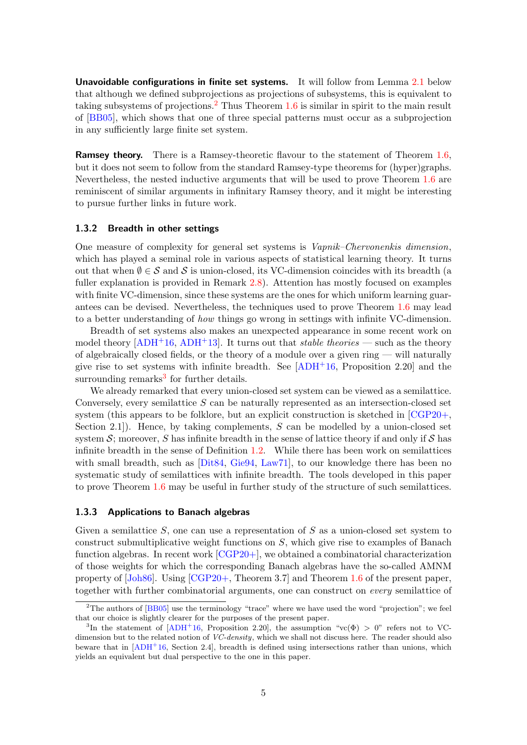**Unavoidable configurations in finite set systems.** It will follow from Lemma 2.1 below that although we defined subprojections as projections of subsystems, this is equivalent to taking subsystems of projections.[2] Thus Theorem 1.6 is similar in spirit to the main result of [BB05], which shows that one of three special patterns must occur as a subprojection in any sufficiently large finite set system.

**Ramsey theory.** There is a Ramsey-theoretic flavour to the statement of Theorem 1.6, but it does not seem to follow from the standard Ramsey-type theorems for (hyper)graphs. Nevertheless, the nested inductive arguments that will be used to prove Theorem 1.6 are reminiscent of similar arguments in infinitary Ramsey theory, and it might be interesting to pursue further links in future work.

### 1.3.2 Breadth in other settings

One measure of complexity for general set systems is *Vapnik–Chervonenkis dimension*, which has played a seminal role in various aspects of statistical learning theory. It turns out that when $\emptyset \in \mathcal{S}$ and $\mathcal{S}$ is union-closed, its VC-dimension coincides with its breadth (a fuller explanation is provided in Remark 2.8). Attention has mostly focused on examples with finite VC-dimension, since these systems are the ones for which uniform learning guarantees can be devised. Nevertheless, the techniques used to prove Theorem 1.6 may lead to a better understanding of *how* things go wrong in settings with infinite VC-dimension.

Breadth of set systems also makes an unexpected appearance in some recent work on model theory [ADH+16, ADH+13]. It turns out that *stable theories* — such as the theory of algebraically closed fields, or the theory of a module over a given ring — will naturally give rise to set systems with infinite breadth. See [ADH+16, Proposition 2.20] and the surrounding remarks[3] for further details.

We already remarked that every union-closed set system can be viewed as a semilattice. Conversely, every semilattice $S$ can be naturally represented as an intersection-closed set system (this appears to be folklore, but an explicit construction is sketched in [CGP20+, Section 2.1]). Hence, by taking complements, $S$ can be modelled by a union-closed set system $\mathcal{S}$; moreover, $S$ has infinite breadth in the sense of lattice theory if and only if $\mathcal{S}$ has infinite breadth in the sense of Definition 1.2. While there has been work on semilattices with small breadth, such as [Dit84, Gie94, Law71], to our knowledge there has been no systematic study of semilattices with infinite breadth. The tools developed in this paper to prove Theorem 1.6 may be useful in further study of the structure of such semilattices.

### 1.3.3 Applications to Banach algebras

Given a semilattice $S$, one can use a representation of $S$ as a union-closed set system to construct submultiplicative weight functions on $S$, which give rise to examples of Banach function algebras. In recent work [CGP20+], we obtained a combinatorial characterization of those weights for which the corresponding Banach algebras have the so-called AMNM property of [Joh86]. Using [CGP20+, Theorem 3.7] and Theorem 1.6 of the present paper, together with further combinatorial arguments, one can construct on *every* semilattice of

---

[2] The authors of [BB05] use the terminology "trace" where we have used the word "projection"; we feel that our choice is slightly clearer for the purposes of the present paper.

[3] In the statement of [ADH+16, Proposition 2.20], the assumption "$\text{vc}(\Phi) > 0$" refers not to VC-dimension but to the related notion of *VC-density*, which we shall not discuss here. The reader should also beware that in [ADH+16, Section 2.4], breadth is defined using intersections rather than unions, which yields an equivalent but dual perspective to the one in this paper.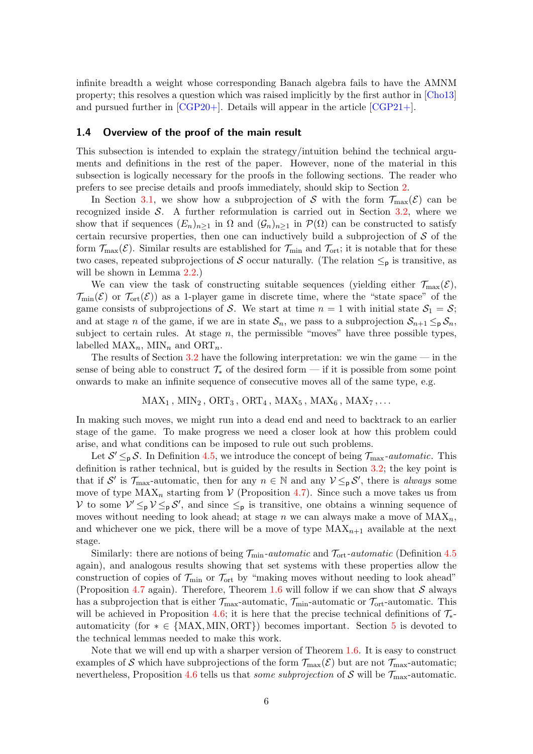infinite breadth a weight whose corresponding Banach algebra fails to have the AMNM property; this resolves a question which was raised implicitly by the first author in [Cho13] and pursued further in [CGP20+]. Details will appear in the article [CGP21+].

### 1.4 Overview of the proof of the main result

This subsection is intended to explain the strategy/intuition behind the technical arguments and definitions in the rest of the paper. However, none of the material in this subsection is logically necessary for the proofs in the following sections. The reader who prefers to see precise details and proofs immediately, should skip to Section 2.

In Section 3.1, we show how a subprojection of $\mathcal{S}$ with the form $\mathcal{T}_{\max}(\mathcal{E})$ can be recognized inside $\mathcal{S}$. A further reformulation is carried out in Section 3.2, where we show that if sequences $(E_n)_{n\geq 1}$ in $\Omega$ and $(\mathcal{G}_n)_{n\geq 1}$ in $\mathcal{P}(\Omega)$ can be constructed to satisfy certain recursive properties, then one can inductively build a subprojection of $\mathcal{S}$ of the form $\mathcal{T}_{\max}(\mathcal{E})$. Similar results are established for $\mathcal{T}_{\min}$ and $\mathcal{T}_{\rm ort}$; it is notable that for these two cases, repeated subprojections of $\mathcal{S}$ occur naturally. (The relation $\leq_{\mathsf{p}}$ is transitive, as will be shown in Lemma 2.2.)

We can view the task of constructing suitable sequences (yielding either $\mathcal{T}_{\max}(\mathcal{E})$, $\mathcal{T}_{\min}(\mathcal{E})$ or $\mathcal{T}_{\rm ort}(\mathcal{E})$) as a 1-player game in discrete time, where the "state space" of the game consists of subprojections of $\mathcal{S}$. We start at time $n = 1$ with initial state $\mathcal{S}_1 = \mathcal{S}$; and at stage $n$ of the game, if we are in state $\mathcal{S}_n$, we pass to a subprojection $\mathcal{S}_{n+1} \leq_{\mathsf{p}} \mathcal{S}_n$, subject to certain rules. At stage $n$, the permissible "moves" have three possible types, labelled $\mathrm{MAX}_n$, $\mathrm{MIN}_n$ and $\mathrm{ORT}_n$.

The results of Section 3.2 have the following interpretation: we win the game — in the sense of being able to construct $\mathcal{T}_*$ of the desired form — if it is possible from some point onwards to make an infinite sequence of consecutive moves all of the same type, e.g.

$$\mathrm{MAX}_1\,,\ \mathrm{MIN}_2\,,\ \mathrm{ORT}_3\,,\ \mathrm{ORT}_4\,,\ \mathrm{MAX}_5\,,\ \mathrm{MAX}_6\,,\ \mathrm{MAX}_7\,,\ldots$$

In making such moves, we might run into a dead end and need to backtrack to an earlier stage of the game. To make progress we need a closer look at how this problem could arise, and what conditions can be imposed to rule out such problems.

Let $\mathcal{S}' \leq_{\mathsf{p}} \mathcal{S}$. In Definition 4.5, we introduce the concept of being $\mathcal{T}_{\max}$-*automatic*. This definition is rather technical, but is guided by the results in Section 3.2; the key point is that if $\mathcal{S}'$ is $\mathcal{T}_{\max}$-automatic, then for any $n \in \mathbb{N}$ and any $\mathcal{V} \leq_{\mathsf{p}} \mathcal{S}'$, there is *always* some move of type $\mathrm{MAX}_n$ starting from $\mathcal{V}$ (Proposition 4.7). Since such a move takes us from $\mathcal{V}$ to some $\mathcal{V}' \leq_{\mathsf{p}} \mathcal{V} \leq_{\mathsf{p}} \mathcal{S}'$, and since $\leq_{\mathsf{p}}$ is transitive, one obtains a winning sequence of moves without needing to look ahead; at stage $n$ we can always make a move of $\mathrm{MAX}_n$, and whichever one we pick, there will be a move of type $\mathrm{MAX}_{n+1}$ available at the next stage.

Similarly: there are notions of being $\mathcal{T}_{\min}$-*automatic* and $\mathcal{T}_{\rm ort}$-*automatic* (Definition 4.5 again), and analogous results showing that set systems with these properties allow the construction of copies of $\mathcal{T}_{\min}$ or $\mathcal{T}_{\rm ort}$ by "making moves without needing to look ahead" (Proposition 4.7 again). Therefore, Theorem 1.6 will follow if we can show that $\mathcal{S}$ always has a subprojection that is either $\mathcal{T}_{\max}$-automatic, $\mathcal{T}_{\min}$-automatic or $\mathcal{T}_{\rm ort}$-automatic. This will be achieved in Proposition 4.6; it is here that the precise technical definitions of $\mathcal{T}_*$-automaticity (for $* \in \{\mathrm{MAX}, \mathrm{MIN}, \mathrm{ORT}\}$) becomes important. Section 5 is devoted to the technical lemmas needed to make this work.

Note that we will end up with a sharper version of Theorem 1.6. It is easy to construct examples of $\mathcal{S}$ which have subprojections of the form $\mathcal{T}_{\max}(\mathcal{E})$ but are not $\mathcal{T}_{\max}$-automatic; nevertheless, Proposition 4.6 tells us that *some subprojection* of $\mathcal{S}$ will be $\mathcal{T}_{\max}$-automatic.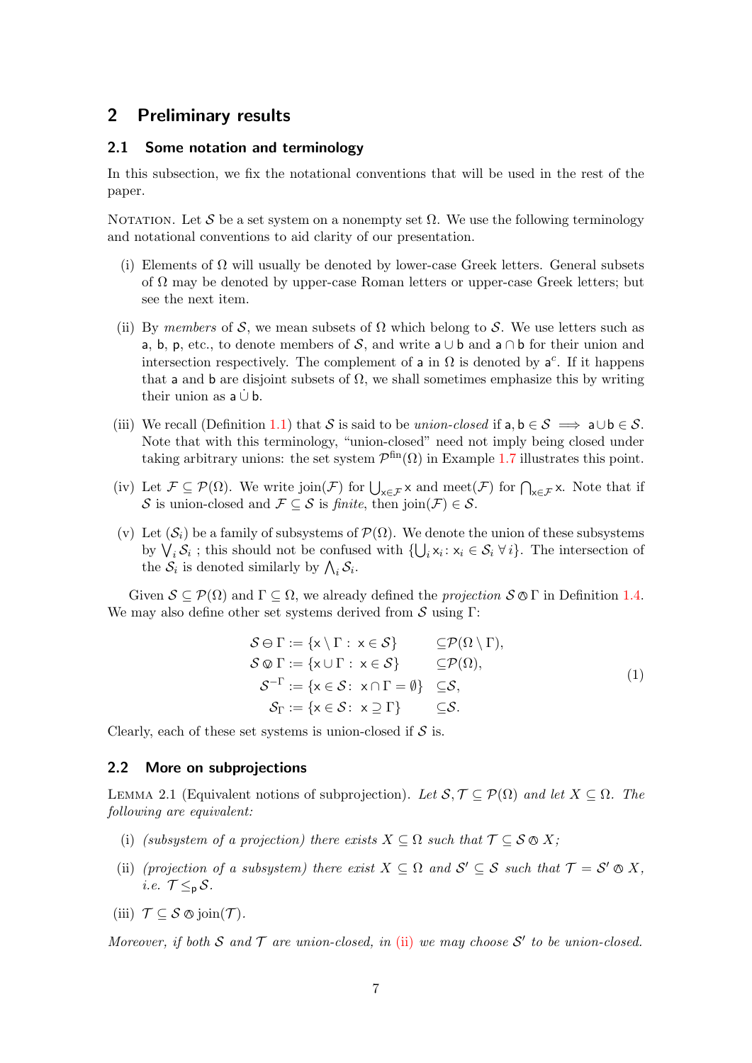## 2 Preliminary results

### 2.1 Some notation and terminology

In this subsection, we fix the notational conventions that will be used in the rest of the paper.

NOTATION. Let $\mathcal{S}$ be a set system on a nonempty set $\Omega$. We use the following terminology and notational conventions to aid clarity of our presentation.

(i) Elements of $\Omega$ will usually be denoted by lower-case Greek letters. General subsets of $\Omega$ may be denoted by upper-case Roman letters or upper-case Greek letters; but see the next item.

(ii) By *members* of $\mathcal{S}$, we mean subsets of $\Omega$ which belong to $\mathcal{S}$. We use letters such as $\mathsf{a}$, $\mathsf{b}$, $\mathsf{p}$, etc., to denote members of $\mathcal{S}$, and write $\mathsf{a} \cup \mathsf{b}$ and $\mathsf{a} \cap \mathsf{b}$ for their union and intersection respectively. The complement of $\mathsf{a}$ in $\Omega$ is denoted by $\mathsf{a}^c$. If it happens that $\mathsf{a}$ and $\mathsf{b}$ are disjoint subsets of $\Omega$, we shall sometimes emphasize this by writing their union as $\mathsf{a} \,\dot\cup\, \mathsf{b}$.

(iii) We recall (Definition 1.1) that $\mathcal{S}$ is said to be *union-closed* if $\mathsf{a}, \mathsf{b} \in \mathcal{S} \implies \mathsf{a} \cup \mathsf{b} \in \mathcal{S}$. Note that with this terminology, "union-closed" need not imply being closed under taking arbitrary unions: the set system $\mathcal{P}^{\text{fin}}(\Omega)$ in Example 1.7 illustrates this point.

(iv) Let $\mathcal{F} \subseteq \mathcal{P}(\Omega)$. We write $\operatorname{join}(\mathcal{F})$ for $\bigcup_{\mathsf{x} \in \mathcal{F}} \mathsf{x}$ and $\operatorname{meet}(\mathcal{F})$ for $\bigcap_{\mathsf{x} \in \mathcal{F}} \mathsf{x}$. Note that if $\mathcal{S}$ is union-closed and $\mathcal{F} \subseteq \mathcal{S}$ is *finite*, then $\operatorname{join}(\mathcal{F}) \in \mathcal{S}$.

(v) Let $(\mathcal{S}_i)$ be a family of subsystems of $\mathcal{P}(\Omega)$. We denote the union of these subsystems by $\bigvee_i \mathcal{S}_i$ ; this should not be confused with $\{\bigcup_i \mathsf{x}_i \colon \mathsf{x}_i \in \mathcal{S}_i \ \forall\, i\}$. The intersection of the $\mathcal{S}_i$ is denoted similarly by $\bigwedge_i \mathcal{S}_i$.

Given $\mathcal{S} \subseteq \mathcal{P}(\Omega)$ and $\Gamma \subseteq \Omega$, we already defined the *projection* $\mathcal{S} \oslash \Gamma$ in Definition 1.4. We may also define other set systems derived from $\mathcal{S}$ using $\Gamma$:

$$
\begin{aligned}
\mathcal{S} \ominus \Gamma &:= \{\mathsf{x} \setminus \Gamma : \ \mathsf{x} \in \mathcal{S}\} && \subseteq \mathcal{P}(\Omega \setminus \Gamma), \\
\mathcal{S} \oslash \Gamma &:= \{\mathsf{x} \cup \Gamma : \ \mathsf{x} \in \mathcal{S}\} && \subseteq \mathcal{P}(\Omega), \\
\mathcal{S}^{-\Gamma} &:= \{\mathsf{x} \in \mathcal{S} \colon \ \mathsf{x} \cap \Gamma = \emptyset\} && \subseteq \mathcal{S}, \\
\mathcal{S}_{\Gamma} &:= \{\mathsf{x} \in \mathcal{S} \colon \ \mathsf{x} \supseteq \Gamma\} && \subseteq \mathcal{S}.
\end{aligned}
\tag{1}
$$

Clearly, each of these set systems is union-closed if $\mathcal{S}$ is.

### 2.2 More on subprojections

LEMMA 2.1 (Equivalent notions of subprojection). *Let $\mathcal{S}, \mathcal{T} \subseteq \mathcal{P}(\Omega)$ and let $X \subseteq \Omega$. The following are equivalent:*

(i) *(subsystem of a projection) there exists $X \subseteq \Omega$ such that $\mathcal{T} \subseteq \mathcal{S} \oslash X$;*

(ii) *(projection of a subsystem) there exist $X \subseteq \Omega$ and $\mathcal{S}' \subseteq \mathcal{S}$ such that $\mathcal{T} = \mathcal{S}' \oslash X$, i.e. $\mathcal{T} \leq_{\mathsf{p}} \mathcal{S}$.*

(iii) $\mathcal{T} \subseteq \mathcal{S} \oslash \operatorname{join}(\mathcal{T})$.

*Moreover, if both $\mathcal{S}$ and $\mathcal{T}$ are union-closed, in (ii) we may choose $\mathcal{S}'$ to be union-closed.*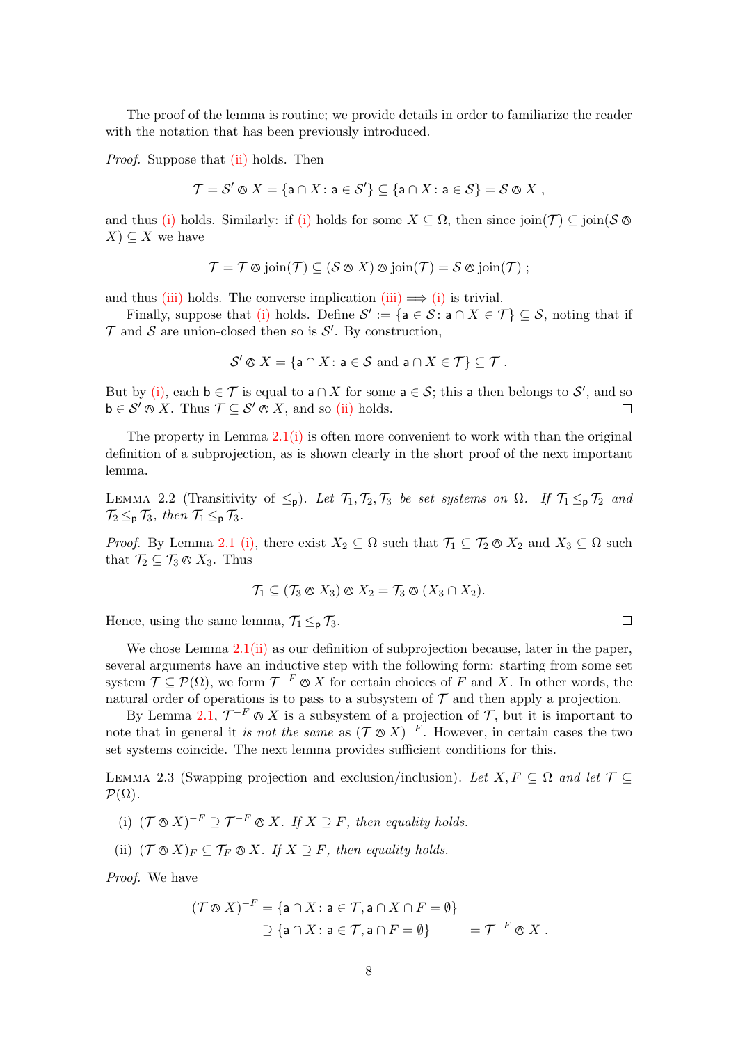The proof of the lemma is routine; we provide details in order to familiarize the reader with the notation that has been previously introduced.

*Proof.* Suppose that (ii) holds. Then

$$\mathcal{T} = \mathcal{S}' \circledcirc X = \{\mathsf{a} \cap X : \mathsf{a} \in \mathcal{S}'\} \subseteq \{\mathsf{a} \cap X : \mathsf{a} \in \mathcal{S}\} = \mathcal{S} \circledcirc X \ ,$$

and thus (i) holds. Similarly: if (i) holds for some $X \subseteq \Omega$, then since $\operatorname{join}(\mathcal{T}) \subseteq \operatorname{join}(\mathcal{S} \circledcirc X) \subseteq X$ we have

$$\mathcal{T} = \mathcal{T} \circledcirc \operatorname{join}(\mathcal{T}) \subseteq (\mathcal{S} \circledcirc X) \circledcirc \operatorname{join}(\mathcal{T}) = \mathcal{S} \circledcirc \operatorname{join}(\mathcal{T}) \ ;$$

and thus (iii) holds. The converse implication (iii) $\implies$ (i) is trivial.

Finally, suppose that (i) holds. Define $\mathcal{S}' := \{\mathsf{a} \in \mathcal{S} : \mathsf{a} \cap X \in \mathcal{T}\} \subseteq \mathcal{S}$, noting that if $\mathcal{T}$ and $\mathcal{S}$ are union-closed then so is $\mathcal{S}'$. By construction,

$$\mathcal{S}' \circledcirc X = \{\mathsf{a} \cap X : \mathsf{a} \in \mathcal{S} \text{ and } \mathsf{a} \cap X \in \mathcal{T}\} \subseteq \mathcal{T} \ .$$

But by (i), each $\mathsf{b} \in \mathcal{T}$ is equal to $\mathsf{a} \cap X$ for some $\mathsf{a} \in \mathcal{S}$; this $\mathsf{a}$ then belongs to $\mathcal{S}'$, and so $\mathsf{b} \in \mathcal{S}' \circledcirc X$. Thus $\mathcal{T} \subseteq \mathcal{S}' \circledcirc X$, and so (ii) holds. □

The property in Lemma 2.1(i) is often more convenient to work with than the original definition of a subprojection, as is shown clearly in the short proof of the next important lemma.

Lemma 2.2 (Transitivity of $\leq_{\mathsf{p}}$). *Let $\mathcal{T}_1, \mathcal{T}_2, \mathcal{T}_3$ be set systems on $\Omega$. If $\mathcal{T}_1 \leq_{\mathsf{p}} \mathcal{T}_2$ and $\mathcal{T}_2 \leq_{\mathsf{p}} \mathcal{T}_3$, then $\mathcal{T}_1 \leq_{\mathsf{p}} \mathcal{T}_3$.*

*Proof.* By Lemma 2.1 (i), there exist $X_2 \subseteq \Omega$ such that $\mathcal{T}_1 \subseteq \mathcal{T}_2 \circledcirc X_2$ and $X_3 \subseteq \Omega$ such that $\mathcal{T}_2 \subseteq \mathcal{T}_3 \circledcirc X_3$. Thus

$$\mathcal{T}_1 \subseteq (\mathcal{T}_3 \circledcirc X_3) \circledcirc X_2 = \mathcal{T}_3 \circledcirc (X_3 \cap X_2).$$

Hence, using the same lemma, $\mathcal{T}_1 \leq_{\mathsf{p}} \mathcal{T}_3$. □

We chose Lemma 2.1(ii) as our definition of subprojection because, later in the paper, several arguments have an inductive step with the following form: starting from some set system $\mathcal{T} \subseteq \mathcal{P}(\Omega)$, we form $\mathcal{T}^{-F} \circledcirc X$ for certain choices of $F$ and $X$. In other words, the natural order of operations is to pass to a subsystem of $\mathcal{T}$ and then apply a projection.

By Lemma 2.1, $\mathcal{T}^{-F} \circledcirc X$ is a subsystem of a projection of $\mathcal{T}$, but it is important to note that in general it *is not the same* as $(\mathcal{T} \circledcirc X)^{-F}$. However, in certain cases the two set systems coincide. The next lemma provides sufficient conditions for this.

Lemma 2.3 (Swapping projection and exclusion/inclusion). *Let $X, F \subseteq \Omega$ and let $\mathcal{T} \subseteq \mathcal{P}(\Omega)$.*

(i) $(\mathcal{T} \circledcirc X)^{-F} \supseteq \mathcal{T}^{-F} \circledcirc X$. *If $X \supseteq F$, then equality holds.*

(ii) $(\mathcal{T} \circledcirc X)_F \subseteq \mathcal{T}_F \circledcirc X$. *If $X \supseteq F$, then equality holds.*

*Proof.* We have

$$\begin{aligned}(\mathcal{T} \circledcirc X)^{-F} &= \{\mathsf{a} \cap X : \mathsf{a} \in \mathcal{T}, \mathsf{a} \cap X \cap F = \emptyset\} \\ &\supseteq \{\mathsf{a} \cap X : \mathsf{a} \in \mathcal{T}, \mathsf{a} \cap F = \emptyset\} \qquad = \mathcal{T}^{-F} \circledcirc X \ .\end{aligned}$$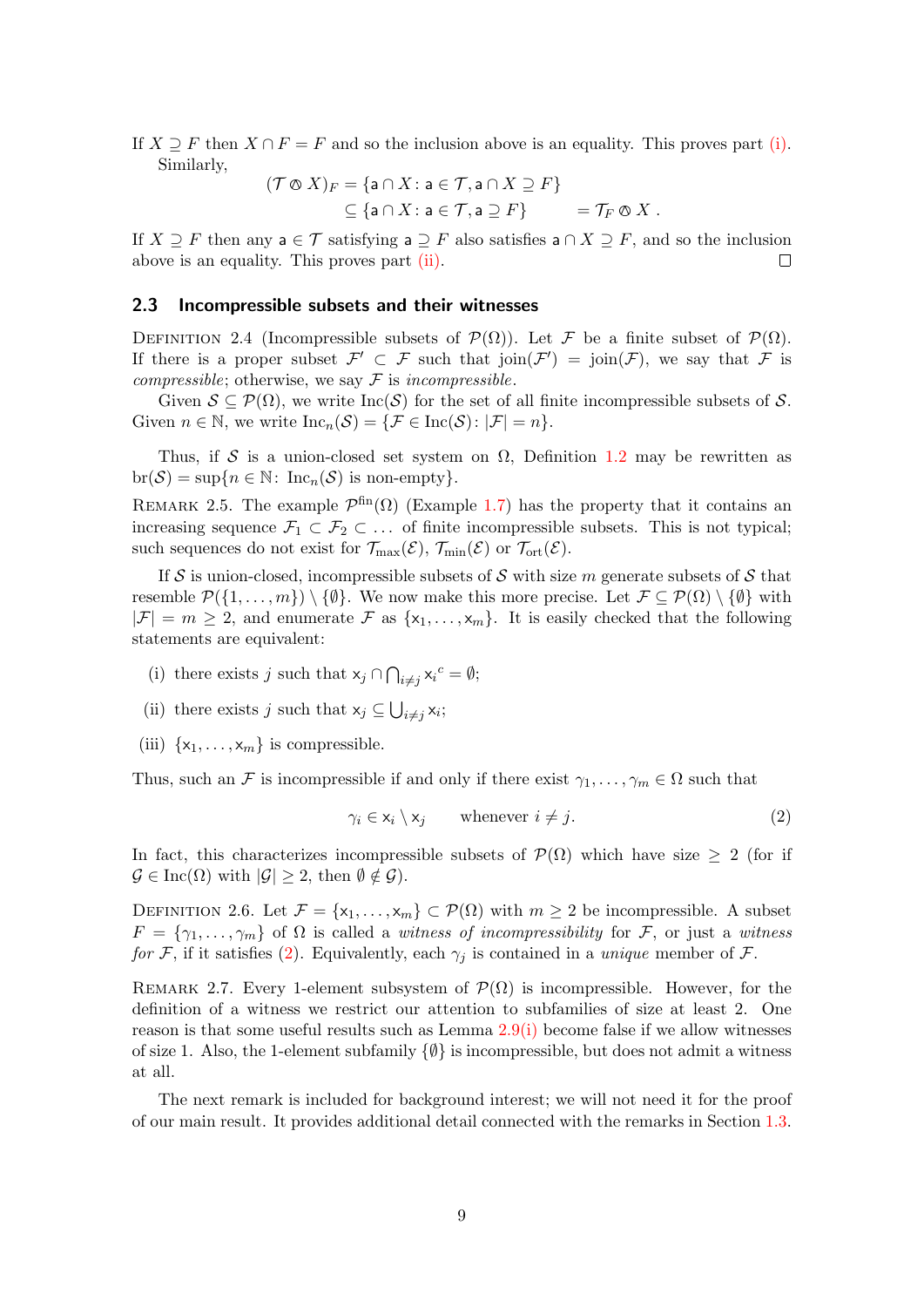If $X \supseteq F$ then $X \cap F = F$ and so the inclusion above is an equality. This proves part (i).

Similarly,

$$
\begin{aligned}
(\mathcal{T} \otimes X)_F &= \{\mathsf{a} \cap X \colon \mathsf{a} \in \mathcal{T}, \mathsf{a} \cap X \supseteq F\} \\
&\subseteq \{\mathsf{a} \cap X \colon \mathsf{a} \in \mathcal{T}, \mathsf{a} \supseteq F\} \qquad = \mathcal{T}_F \otimes X \,.
\end{aligned}
$$

If $X \supseteq F$ then any $\mathsf{a} \in \mathcal{T}$ satisfying $\mathsf{a} \supseteq F$ also satisfies $\mathsf{a} \cap X \supseteq F$, and so the inclusion above is an equality. This proves part (ii). □

### 2.3 Incompressible subsets and their witnesses

Definition 2.4 (Incompressible subsets of $\mathcal{P}(\Omega)$). Let $\mathcal{F}$ be a finite subset of $\mathcal{P}(\Omega)$. If there is a proper subset $\mathcal{F}' \subset \mathcal{F}$ such that $\operatorname{join}(\mathcal{F}') = \operatorname{join}(\mathcal{F})$, we say that $\mathcal{F}$ is *compressible*; otherwise, we say $\mathcal{F}$ is *incompressible*.

Given $\mathcal{S} \subseteq \mathcal{P}(\Omega)$, we write $\operatorname{Inc}(\mathcal{S})$ for the set of all finite incompressible subsets of $\mathcal{S}$. Given $n \in \mathbb{N}$, we write $\operatorname{Inc}_n(\mathcal{S}) = \{\mathcal{F} \in \operatorname{Inc}(\mathcal{S}) \colon |\mathcal{F}| = n\}$.

Thus, if $\mathcal{S}$ is a union-closed set system on $\Omega$, Definition 1.2 may be rewritten as $\operatorname{br}(\mathcal{S}) = \sup\{n \in \mathbb{N} \colon \operatorname{Inc}_n(\mathcal{S}) \text{ is non-empty}\}$.

Remark 2.5. The example $\mathcal{P}^{\text{fin}}(\Omega)$ (Example 1.7) has the property that it contains an increasing sequence $\mathcal{F}_1 \subset \mathcal{F}_2 \subset \ldots$ of finite incompressible subsets. This is not typical; such sequences do not exist for $\mathcal{T}_{\max}(\mathcal{E})$, $\mathcal{T}_{\min}(\mathcal{E})$ or $\mathcal{T}_{\text{ort}}(\mathcal{E})$.

If $\mathcal{S}$ is union-closed, incompressible subsets of $\mathcal{S}$ with size $m$ generate subsets of $\mathcal{S}$ that resemble $\mathcal{P}(\{1, \ldots, m\}) \setminus \{\emptyset\}$. We now make this more precise. Let $\mathcal{F} \subseteq \mathcal{P}(\Omega) \setminus \{\emptyset\}$ with $|\mathcal{F}| = m \geq 2$, and enumerate $\mathcal{F}$ as $\{\mathsf{x}_1, \ldots, \mathsf{x}_m\}$. It is easily checked that the following statements are equivalent:

(i) there exists $j$ such that $\mathsf{x}_j \cap \bigcap_{i \neq j} \mathsf{x}_i{}^c = \emptyset$;

(ii) there exists $j$ such that $\mathsf{x}_j \subseteq \bigcup_{i \neq j} \mathsf{x}_i$;

(iii) $\{\mathsf{x}_1, \ldots, \mathsf{x}_m\}$ is compressible.

Thus, such an $\mathcal{F}$ is incompressible if and only if there exist $\gamma_1, \ldots, \gamma_m \in \Omega$ such that

$$
\gamma_i \in \mathsf{x}_i \setminus \mathsf{x}_j \qquad \text{whenever } i \neq j. \tag{2}
$$

In fact, this characterizes incompressible subsets of $\mathcal{P}(\Omega)$ which have size $\geq 2$ (for if $\mathcal{G} \in \operatorname{Inc}(\Omega)$ with $|\mathcal{G}| \geq 2$, then $\emptyset \notin \mathcal{G}$).

Definition 2.6. Let $\mathcal{F} = \{\mathsf{x}_1, \ldots, \mathsf{x}_m\} \subset \mathcal{P}(\Omega)$ with $m \geq 2$ be incompressible. A subset $F = \{\gamma_1, \ldots, \gamma_m\}$ of $\Omega$ is called a *witness of incompressibility* for $\mathcal{F}$, or just a *witness for* $\mathcal{F}$, if it satisfies (2). Equivalently, each $\gamma_j$ is contained in a *unique* member of $\mathcal{F}$.

Remark 2.7. Every 1-element subsystem of $\mathcal{P}(\Omega)$ is incompressible. However, for the definition of a witness we restrict our attention to subfamilies of size at least 2. One reason is that some useful results such as Lemma 2.9(i) become false if we allow witnesses of size 1. Also, the 1-element subfamily $\{\emptyset\}$ is incompressible, but does not admit a witness at all.

The next remark is included for background interest; we will not need it for the proof of our main result. It provides additional detail connected with the remarks in Section 1.3.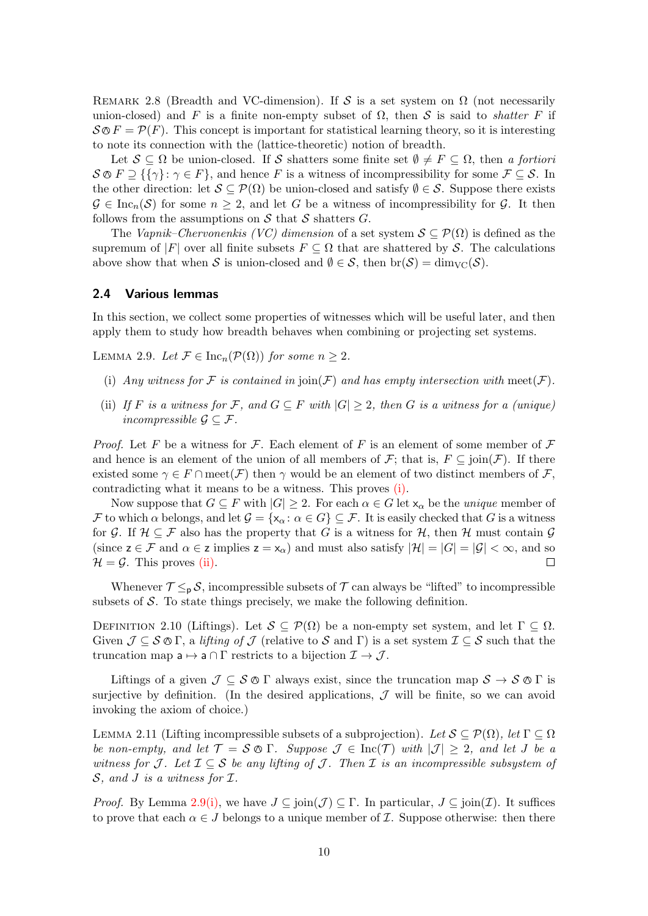Remark 2.8 (Breadth and VC-dimension). If $\mathcal{S}$ is a set system on $\Omega$ (not necessarily union-closed) and $F$ is a finite non-empty subset of $\Omega$, then $\mathcal{S}$ is said to *shatter* $F$ if $\mathcal{S} \circledcirc F = \mathcal{P}(F)$. This concept is important for statistical learning theory, so it is interesting to note its connection with the (lattice-theoretic) notion of breadth.

Let $\mathcal{S} \subseteq \Omega$ be union-closed. If $\mathcal{S}$ shatters some finite set $\emptyset \neq F \subseteq \Omega$, then *a fortiori* $\mathcal{S} \circledcirc F \supseteq \{\{\gamma\} : \gamma \in F\}$, and hence $F$ is a witness of incompressibility for some $\mathcal{F} \subseteq \mathcal{S}$. In the other direction: let $\mathcal{S} \subseteq \mathcal{P}(\Omega)$ be union-closed and satisfy $\emptyset \in \mathcal{S}$. Suppose there exists $\mathcal{G} \in \mathrm{Inc}_n(\mathcal{S})$ for some $n \geq 2$, and let $G$ be a witness of incompressibility for $\mathcal{G}$. It then follows from the assumptions on $\mathcal{S}$ that $\mathcal{S}$ shatters $G$.

The *Vapnik–Chervonenkis (VC) dimension* of a set system $\mathcal{S} \subseteq \mathcal{P}(\Omega)$ is defined as the supremum of $|F|$ over all finite subsets $F \subseteq \Omega$ that are shattered by $\mathcal{S}$. The calculations above show that when $\mathcal{S}$ is union-closed and $\emptyset \in \mathcal{S}$, then $\mathrm{br}(\mathcal{S}) = \dim_{\mathrm{VC}}(\mathcal{S})$.

### 2.4 Various lemmas

In this section, we collect some properties of witnesses which will be useful later, and then apply them to study how breadth behaves when combining or projecting set systems.

Lemma 2.9. *Let $\mathcal{F} \in \mathrm{Inc}_n(\mathcal{P}(\Omega))$ for some $n \geq 2$.*

- (i) *Any witness for $\mathcal{F}$ is contained in $\mathrm{join}(\mathcal{F})$ and has empty intersection with $\mathrm{meet}(\mathcal{F})$.*
- (ii) *If $F$ is a witness for $\mathcal{F}$, and $G \subseteq F$ with $|G| \geq 2$, then $G$ is a witness for a (unique) incompressible $\mathcal{G} \subseteq \mathcal{F}$.*

*Proof.* Let $F$ be a witness for $\mathcal{F}$. Each element of $F$ is an element of some member of $\mathcal{F}$ and hence is an element of the union of all members of $\mathcal{F}$; that is, $F \subseteq \mathrm{join}(\mathcal{F})$. If there existed some $\gamma \in F \cap \mathrm{meet}(\mathcal{F})$ then $\gamma$ would be an element of two distinct members of $\mathcal{F}$, contradicting what it means to be a witness. This proves (i).

Now suppose that $G \subseteq F$ with $|G| \geq 2$. For each $\alpha \in G$ let $\mathsf{x}_\alpha$ be the *unique* member of $\mathcal{F}$ to which $\alpha$ belongs, and let $\mathcal{G} = \{\mathsf{x}_\alpha : \alpha \in G\} \subseteq \mathcal{F}$. It is easily checked that $G$ is a witness for $\mathcal{G}$. If $\mathcal{H} \subseteq \mathcal{F}$ also has the property that $G$ is a witness for $\mathcal{H}$, then $\mathcal{H}$ must contain $\mathcal{G}$ (since $\mathsf{z} \in \mathcal{F}$ and $\alpha \in \mathsf{z}$ implies $\mathsf{z} = \mathsf{x}_\alpha$) and must also satisfy $|\mathcal{H}| = |G| = |\mathcal{G}| < \infty$, and so $\mathcal{H} = \mathcal{G}$. This proves (ii). $\square$

Whenever $\mathcal{T} \leq_{\mathsf{p}} \mathcal{S}$, incompressible subsets of $\mathcal{T}$ can always be "lifted" to incompressible subsets of $\mathcal{S}$. To state things precisely, we make the following definition.

Definition 2.10 (Liftings). Let $\mathcal{S} \subseteq \mathcal{P}(\Omega)$ be a non-empty set system, and let $\Gamma \subseteq \Omega$. Given $\mathcal{J} \subseteq \mathcal{S} \circledcirc \Gamma$, a *lifting of $\mathcal{J}$* (relative to $\mathcal{S}$ and $\Gamma$) is a set system $\mathcal{I} \subseteq \mathcal{S}$ such that the truncation map $\mathsf{a} \mapsto \mathsf{a} \cap \Gamma$ restricts to a bijection $\mathcal{I} \to \mathcal{J}$.

Liftings of a given $\mathcal{J} \subseteq \mathcal{S} \circledcirc \Gamma$ always exist, since the truncation map $\mathcal{S} \to \mathcal{S} \circledcirc \Gamma$ is surjective by definition. (In the desired applications, $\mathcal{J}$ will be finite, so we can avoid invoking the axiom of choice.)

Lemma 2.11 (Lifting incompressible subsets of a subprojection). *Let $\mathcal{S} \subseteq \mathcal{P}(\Omega)$, let $\Gamma \subseteq \Omega$ be non-empty, and let $\mathcal{T} = \mathcal{S} \circledcirc \Gamma$. Suppose $\mathcal{J} \in \mathrm{Inc}(\mathcal{T})$ with $|\mathcal{J}| \geq 2$, and let $J$ be a witness for $\mathcal{J}$. Let $\mathcal{I} \subseteq \mathcal{S}$ be any lifting of $\mathcal{J}$. Then $\mathcal{I}$ is an incompressible subsystem of $\mathcal{S}$, and $J$ is a witness for $\mathcal{I}$.*

*Proof.* By Lemma 2.9(i), we have $J \subseteq \mathrm{join}(\mathcal{J}) \subseteq \Gamma$. In particular, $J \subseteq \mathrm{join}(\mathcal{I})$. It suffices to prove that each $\alpha \in J$ belongs to a unique member of $\mathcal{I}$. Suppose otherwise: then there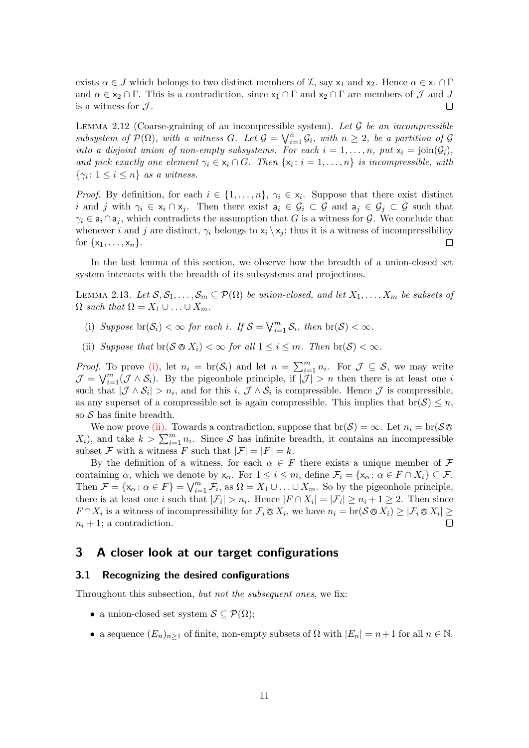exists $\alpha \in J$ which belongs to two distinct members of $\mathcal{I}$, say $\mathsf{x}_1$ and $\mathsf{x}_2$. Hence $\alpha \in \mathsf{x}_1 \cap \Gamma$ and $\alpha \in \mathsf{x}_2 \cap \Gamma$. This is a contradiction, since $\mathsf{x}_1 \cap \Gamma$ and $\mathsf{x}_2 \cap \Gamma$ are members of $\mathcal{J}$ and $J$ is a witness for $\mathcal{J}$. □

LEMMA 2.12 (Coarse-graining of an incompressible system). *Let $\mathcal{G}$ be an incompressible subsystem of $\mathcal{P}(\Omega)$, with a witness $G$. Let $\mathcal{G} = \bigvee_{i=1}^{n} \mathcal{G}_i$, with $n \geq 2$, be a partition of $\mathcal{G}$ into a disjoint union of non-empty subsystems. For each $i = 1, \ldots, n$, put $\mathsf{x}_i = \operatorname{join}(\mathcal{G}_i)$, and pick exactly one element $\gamma_i \in \mathsf{x}_i \cap G$. Then $\{\mathsf{x}_i : i = 1, \ldots, n\}$ is incompressible, with $\{\gamma_i : 1 \leq i \leq n\}$ as a witness.*

*Proof.* By definition, for each $i \in \{1, \ldots, n\}$, $\gamma_i \in \mathsf{x}_i$. Suppose that there exist distinct $i$ and $j$ with $\gamma_i \in \mathsf{x}_i \cap \mathsf{x}_j$. Then there exist $\mathsf{a}_i \in \mathcal{G}_i \subset \mathcal{G}$ and $\mathsf{a}_j \in \mathcal{G}_j \subset \mathcal{G}$ such that $\gamma_i \in \mathsf{a}_i \cap \mathsf{a}_j$, which contradicts the assumption that $G$ is a witness for $\mathcal{G}$. We conclude that whenever $i$ and $j$ are distinct, $\gamma_i$ belongs to $\mathsf{x}_i \setminus \mathsf{x}_j$; thus it is a witness of incompressibility for $\{\mathsf{x}_1, \ldots, \mathsf{x}_n\}$. □

In the last lemma of this section, we observe how the breadth of a union-closed set system interacts with the breadth of its subsystems and projections.

LEMMA 2.13. *Let $\mathcal{S}, \mathcal{S}_1, \ldots, \mathcal{S}_m \subseteq \mathcal{P}(\Omega)$ be union-closed, and let $X_1, \ldots, X_m$ be subsets of $\Omega$ such that $\Omega = X_1 \cup \ldots \cup X_m$.*

- (i) *Suppose $\operatorname{br}(\mathcal{S}_i) < \infty$ for each $i$. If $\mathcal{S} = \bigvee_{i=1}^{m} \mathcal{S}_i$, then $\operatorname{br}(\mathcal{S}) < \infty$.*
- (ii) *Suppose that $\operatorname{br}(\mathcal{S} \circledast X_i) < \infty$ for all $1 \leq i \leq m$. Then $\operatorname{br}(\mathcal{S}) < \infty$.*

*Proof.* To prove (i), let $n_i = \operatorname{br}(\mathcal{S}_i)$ and let $n = \sum_{i=1}^{m} n_i$. For $\mathcal{J} \subseteq \mathcal{S}$, we may write $\mathcal{J} = \bigvee_{i=1}^{m} (\mathcal{J} \wedge \mathcal{S}_i)$. By the pigeonhole principle, if $|\mathcal{J}| > n$ then there is at least one $i$ such that $|\mathcal{J} \wedge \mathcal{S}_i| > n_i$, and for this $i$, $\mathcal{J} \wedge \mathcal{S}_i$ is compressible. Hence $\mathcal{J}$ is compressible, as any superset of a compressible set is again compressible. This implies that $\operatorname{br}(\mathcal{S}) \leq n$, so $\mathcal{S}$ has finite breadth.

We now prove (ii). Towards a contradiction, suppose that $\operatorname{br}(\mathcal{S}) = \infty$. Let $n_i = \operatorname{br}(\mathcal{S} \circledast X_i)$, and take $k > \sum_{i=1}^{m} n_i$. Since $\mathcal{S}$ has infinite breadth, it contains an incompressible subset $\mathcal{F}$ with a witness $F$ such that $|\mathcal{F}| = |F| = k$.

By the definition of a witness, for each $\alpha \in F$ there exists a unique member of $\mathcal{F}$ containing $\alpha$, which we denote by $\mathsf{x}_\alpha$. For $1 \leq i \leq m$, define $\mathcal{F}_i = \{\mathsf{x}_\alpha : \alpha \in F \cap X_i\} \subseteq \mathcal{F}$. Then $\mathcal{F} = \{\mathsf{x}_\alpha : \alpha \in F\} = \bigvee_{i=1}^{m} \mathcal{F}_i$, as $\Omega = X_1 \cup \ldots \cup X_m$. So by the pigeonhole principle, there is at least one $i$ such that $|\mathcal{F}_i| > n_i$. Hence $|F \cap X_i| = |\mathcal{F}_i| \geq n_i + 1 \geq 2$. Then since $F \cap X_i$ is a witness of incompressibility for $\mathcal{F}_i \circledast X_i$, we have $n_i = \operatorname{br}(\mathcal{S} \circledast X_i) \geq |\mathcal{F}_i \circledast X_i| \geq n_i + 1$; a contradiction. □

## 3 A closer look at our target configurations

### 3.1 Recognizing the desired configurations

Throughout this subsection, *but not the subsequent ones*, we fix:

- a union-closed set system $\mathcal{S} \subseteq \mathcal{P}(\Omega)$;
- a sequence $(E_n)_{n \geq 1}$ of finite, non-empty subsets of $\Omega$ with $|E_n| = n+1$ for all $n \in \mathbb{N}$.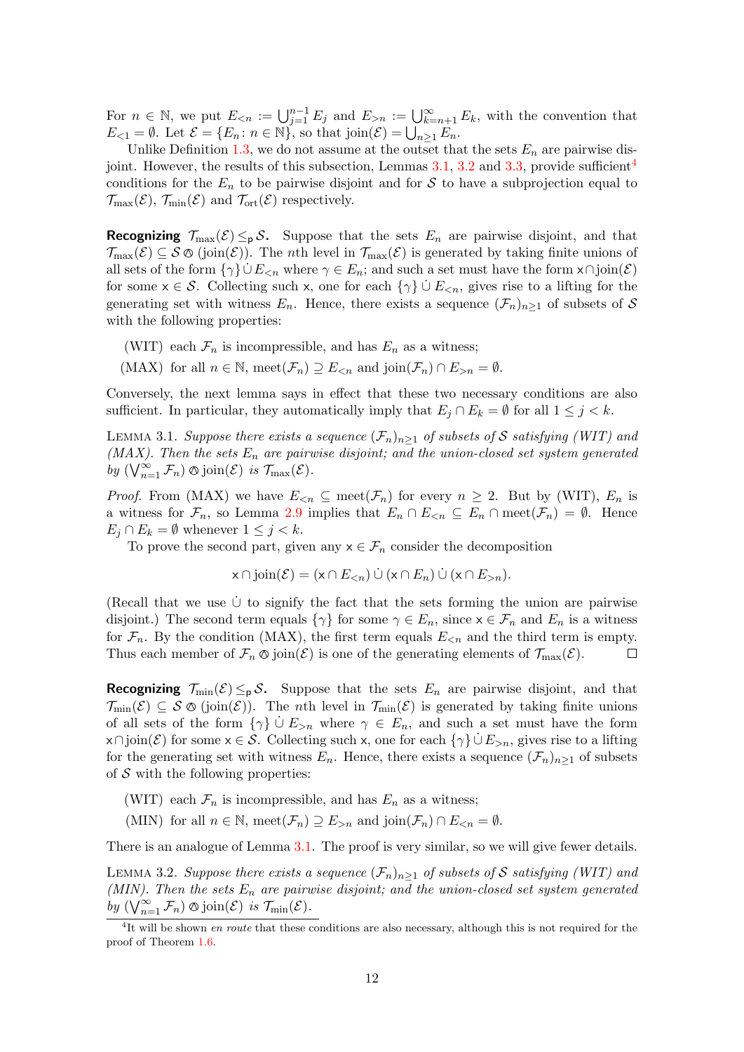For $n \in \mathbb{N}$, we put $E_{<n} := \bigcup_{j=1}^{n-1} E_j$ and $E_{>n} := \bigcup_{k=n+1}^{\infty} E_k$, with the convention that $E_{<1} = \emptyset$. Let $\mathcal{E} = \{E_n : n \in \mathbb{N}\}$, so that $\operatorname{join}(\mathcal{E}) = \bigcup_{n\geq 1} E_n$.

Unlike Definition 1.3, we do not assume at the outset that the sets $E_n$ are pairwise disjoint. However, the results of this subsection, Lemmas 3.1, 3.2 and 3.3, provide sufficient[4] conditions for the $E_n$ to be pairwise disjoint and for $\mathcal{S}$ to have a subprojection equal to $\mathcal{T}_{\max}(\mathcal{E})$, $\mathcal{T}_{\min}(\mathcal{E})$ and $\mathcal{T}_{\mathrm{ort}}(\mathcal{E})$ respectively.

**Recognizing $\mathcal{T}_{\max}(\mathcal{E}) \leq_{\mathsf{p}} \mathcal{S}$.** Suppose that the sets $E_n$ are pairwise disjoint, and that $\mathcal{T}_{\max}(\mathcal{E}) \subseteq \mathcal{S} \otimes (\operatorname{join}(\mathcal{E}))$. The $n$th level in $\mathcal{T}_{\max}(\mathcal{E})$ is generated by taking finite unions of all sets of the form $\{\gamma\} \,\dot\cup\, E_{<n}$ where $\gamma \in E_n$; and such a set must have the form $\mathsf{x} \cap \operatorname{join}(\mathcal{E})$ for some $\mathsf{x} \in \mathcal{S}$. Collecting such $\mathsf{x}$, one for each $\{\gamma\} \,\dot\cup\, E_{<n}$, gives rise to a lifting for the generating set with witness $E_n$. Hence, there exists a sequence $(\mathcal{F}_n)_{n\geq 1}$ of subsets of $\mathcal{S}$ with the following properties:

- (WIT) each $\mathcal{F}_n$ is incompressible, and has $E_n$ as a witness;
- (MAX) for all $n \in \mathbb{N}$, $\operatorname{meet}(\mathcal{F}_n) \supseteq E_{<n}$ and $\operatorname{join}(\mathcal{F}_n) \cap E_{>n} = \emptyset$.

Conversely, the next lemma says in effect that these two necessary conditions are also sufficient. In particular, they automatically imply that $E_j \cap E_k = \emptyset$ for all $1 \leq j < k$.

Lemma 3.1. *Suppose there exists a sequence $(\mathcal{F}_n)_{n\geq 1}$ of subsets of $\mathcal{S}$ satisfying (WIT) and (MAX). Then the sets $E_n$ are pairwise disjoint; and the union-closed set system generated by $(\bigvee_{n=1}^{\infty} \mathcal{F}_n) \otimes \operatorname{join}(\mathcal{E})$ is $\mathcal{T}_{\max}(\mathcal{E})$.*

*Proof.* From (MAX) we have $E_{<n} \subseteq \operatorname{meet}(\mathcal{F}_n)$ for every $n \geq 2$. But by (WIT), $E_n$ is a witness for $\mathcal{F}_n$, so Lemma 2.9 implies that $E_n \cap E_{<n} \subseteq E_n \cap \operatorname{meet}(\mathcal{F}_n) = \emptyset$. Hence $E_j \cap E_k = \emptyset$ whenever $1 \leq j < k$.

To prove the second part, given any $\mathsf{x} \in \mathcal{F}_n$ consider the decomposition

$$\mathsf{x} \cap \operatorname{join}(\mathcal{E}) = (\mathsf{x} \cap E_{<n}) \,\dot\cup\, (\mathsf{x} \cap E_n) \,\dot\cup\, (\mathsf{x} \cap E_{>n}).$$

(Recall that we use $\dot\cup$ to signify the fact that the sets forming the union are pairwise disjoint.) The second term equals $\{\gamma\}$ for some $\gamma \in E_n$, since $\mathsf{x} \in \mathcal{F}_n$ and $E_n$ is a witness for $\mathcal{F}_n$. By the condition (MAX), the first term equals $E_{<n}$ and the third term is empty. Thus each member of $\mathcal{F}_n \otimes \operatorname{join}(\mathcal{E})$ is one of the generating elements of $\mathcal{T}_{\max}(\mathcal{E})$. $\square$

**Recognizing $\mathcal{T}_{\min}(\mathcal{E}) \leq_{\mathsf{p}} \mathcal{S}$.** Suppose that the sets $E_n$ are pairwise disjoint, and that $\mathcal{T}_{\min}(\mathcal{E}) \subseteq \mathcal{S} \otimes (\operatorname{join}(\mathcal{E}))$. The $n$th level in $\mathcal{T}_{\min}(\mathcal{E})$ is generated by taking finite unions of all sets of the form $\{\gamma\} \,\dot\cup\, E_{>n}$ where $\gamma \in E_n$, and such a set must have the form $\mathsf{x} \cap \operatorname{join}(\mathcal{E})$ for some $\mathsf{x} \in \mathcal{S}$. Collecting such $\mathsf{x}$, one for each $\{\gamma\} \,\dot\cup\, E_{>n}$, gives rise to a lifting for the generating set with witness $E_n$. Hence, there exists a sequence $(\mathcal{F}_n)_{n\geq 1}$ of subsets of $\mathcal{S}$ with the following properties:

- (WIT) each $\mathcal{F}_n$ is incompressible, and has $E_n$ as a witness;
- (MIN) for all $n \in \mathbb{N}$, $\operatorname{meet}(\mathcal{F}_n) \supseteq E_{>n}$ and $\operatorname{join}(\mathcal{F}_n) \cap E_{<n} = \emptyset$.

There is an analogue of Lemma 3.1. The proof is very similar, so we will give fewer details.

Lemma 3.2. *Suppose there exists a sequence $(\mathcal{F}_n)_{n\geq 1}$ of subsets of $\mathcal{S}$ satisfying (WIT) and (MIN). Then the sets $E_n$ are pairwise disjoint; and the union-closed set system generated by $(\bigvee_{n=1}^{\infty} \mathcal{F}_n) \otimes \operatorname{join}(\mathcal{E})$ is $\mathcal{T}_{\min}(\mathcal{E})$.*

[4] It will be shown *en route* that these conditions are also necessary, although this is not required for the proof of Theorem 1.6.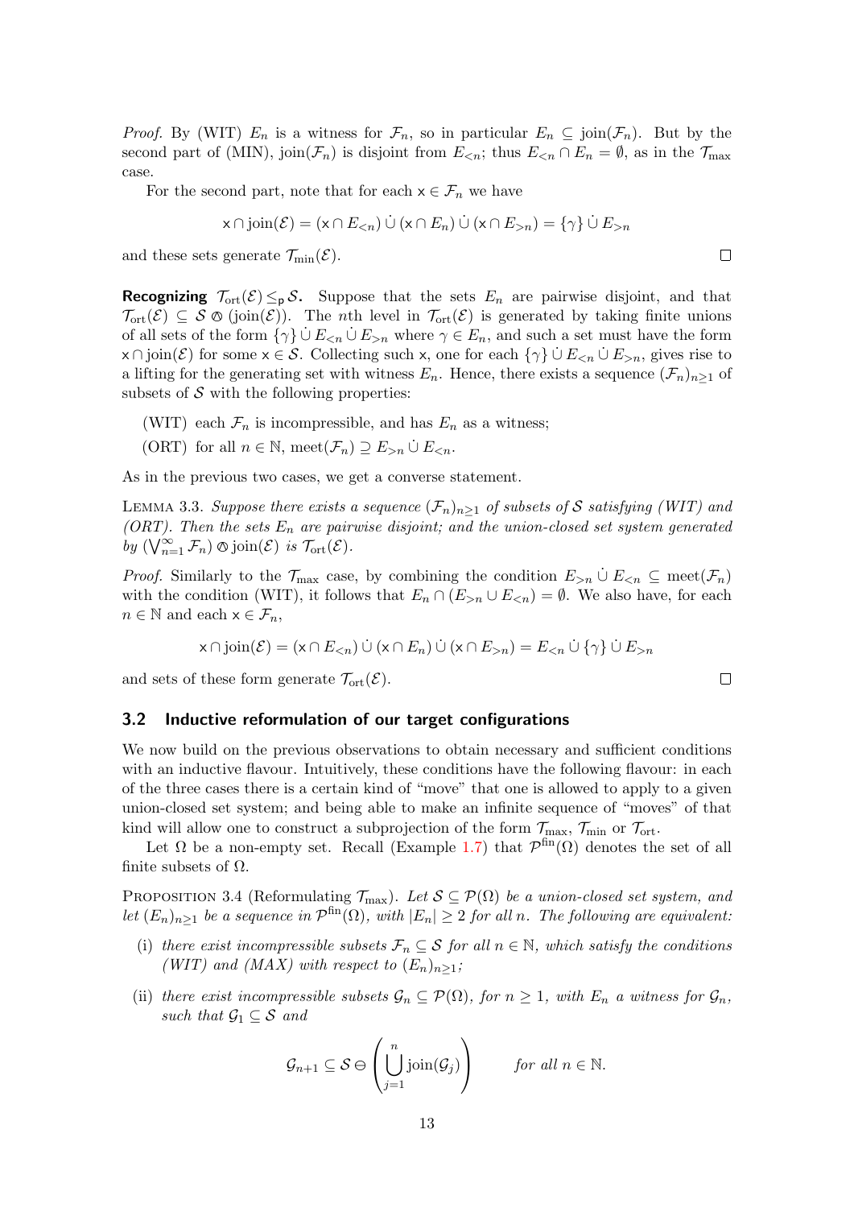*Proof.* By (WIT) $E_n$ is a witness for $\mathcal{F}_n$, so in particular $E_n \subseteq \operatorname{join}(\mathcal{F}_n)$. But by the second part of (MIN), $\operatorname{join}(\mathcal{F}_n)$ is disjoint from $E_{<n}$; thus $E_{<n} \cap E_n = \emptyset$, as in the $\mathcal{T}_{\max}$ case.

For the second part, note that for each $\mathsf{x} \in \mathcal{F}_n$ we have

$$\mathsf{x} \cap \operatorname{join}(\mathcal{E}) = (\mathsf{x} \cap E_{<n}) \,\dot\cup\, (\mathsf{x} \cap E_n) \,\dot\cup\, (\mathsf{x} \cap E_{>n}) = \{\gamma\} \,\dot\cup\, E_{>n}$$

and these sets generate $\mathcal{T}_{\min}(\mathcal{E})$. $\square$

**Recognizing $\mathcal{T}_{\mathrm{ort}}(\mathcal{E}) \leq_{\mathsf{p}} \mathcal{S}$.** Suppose that the sets $E_n$ are pairwise disjoint, and that $\mathcal{T}_{\mathrm{ort}}(\mathcal{E}) \subseteq \mathcal{S} \circledcirc (\operatorname{join}(\mathcal{E}))$. The $n$th level in $\mathcal{T}_{\mathrm{ort}}(\mathcal{E})$ is generated by taking finite unions of all sets of the form $\{\gamma\} \,\dot\cup\, E_{<n} \,\dot\cup\, E_{>n}$ where $\gamma \in E_n$, and such a set must have the form $\mathsf{x} \cap \operatorname{join}(\mathcal{E})$ for some $\mathsf{x} \in \mathcal{S}$. Collecting such $\mathsf{x}$, one for each $\{\gamma\} \,\dot\cup\, E_{<n} \,\dot\cup\, E_{>n}$, gives rise to a lifting for the generating set with witness $E_n$. Hence, there exists a sequence $(\mathcal{F}_n)_{n\geq 1}$ of subsets of $\mathcal{S}$ with the following properties:

- (WIT) each $\mathcal{F}_n$ is incompressible, and has $E_n$ as a witness;
- (ORT) for all $n \in \mathbb{N}$, $\operatorname{meet}(\mathcal{F}_n) \supseteq E_{>n} \,\dot\cup\, E_{<n}$.

As in the previous two cases, we get a converse statement.

Lemma 3.3. *Suppose there exists a sequence $(\mathcal{F}_n)_{n\geq 1}$ of subsets of $\mathcal{S}$ satisfying (WIT) and (ORT). Then the sets $E_n$ are pairwise disjoint; and the union-closed set system generated by $(\bigvee_{n=1}^{\infty} \mathcal{F}_n) \circledcirc \operatorname{join}(\mathcal{E})$ is $\mathcal{T}_{\mathrm{ort}}(\mathcal{E})$.*

*Proof.* Similarly to the $\mathcal{T}_{\max}$ case, by combining the condition $E_{>n} \,\dot\cup\, E_{<n} \subseteq \operatorname{meet}(\mathcal{F}_n)$ with the condition (WIT), it follows that $E_n \cap (E_{>n} \cup E_{<n}) = \emptyset$. We also have, for each $n \in \mathbb{N}$ and each $\mathsf{x} \in \mathcal{F}_n$,

$$\mathsf{x} \cap \operatorname{join}(\mathcal{E}) = (\mathsf{x} \cap E_{<n}) \,\dot\cup\, (\mathsf{x} \cap E_n) \,\dot\cup\, (\mathsf{x} \cap E_{>n}) = E_{<n} \,\dot\cup\, \{\gamma\} \,\dot\cup\, E_{>n}$$

and sets of these form generate $\mathcal{T}_{\mathrm{ort}}(\mathcal{E})$. $\square$

## 3.2 Inductive reformulation of our target configurations

We now build on the previous observations to obtain necessary and sufficient conditions with an inductive flavour. Intuitively, these conditions have the following flavour: in each of the three cases there is a certain kind of "move" that one is allowed to apply to a given union-closed set system; and being able to make an infinite sequence of "moves" of that kind will allow one to construct a subprojection of the form $\mathcal{T}_{\max}$, $\mathcal{T}_{\min}$ or $\mathcal{T}_{\mathrm{ort}}$.

Let $\Omega$ be a non-empty set. Recall (Example 1.7) that $\mathcal{P}^{\mathrm{fin}}(\Omega)$ denotes the set of all finite subsets of $\Omega$.

Proposition 3.4 (Reformulating $\mathcal{T}_{\max}$). *Let $\mathcal{S} \subseteq \mathcal{P}(\Omega)$ be a union-closed set system, and let $(E_n)_{n\geq 1}$ be a sequence in $\mathcal{P}^{\mathrm{fin}}(\Omega)$, with $|E_n| \geq 2$ for all $n$. The following are equivalent:*

(i) *there exist incompressible subsets $\mathcal{F}_n \subseteq \mathcal{S}$ for all $n \in \mathbb{N}$, which satisfy the conditions (WIT) and (MAX) with respect to $(E_n)_{n\geq 1}$;*

(ii) *there exist incompressible subsets $\mathcal{G}_n \subseteq \mathcal{P}(\Omega)$, for $n \geq 1$, with $E_n$ a witness for $\mathcal{G}_n$, such that $\mathcal{G}_1 \subseteq \mathcal{S}$ and*

$$\mathcal{G}_{n+1} \subseteq \mathcal{S} \ominus \left( \bigcup_{j=1}^{n} \operatorname{join}(\mathcal{G}_j) \right) \qquad \text{for all } n \in \mathbb{N}.$$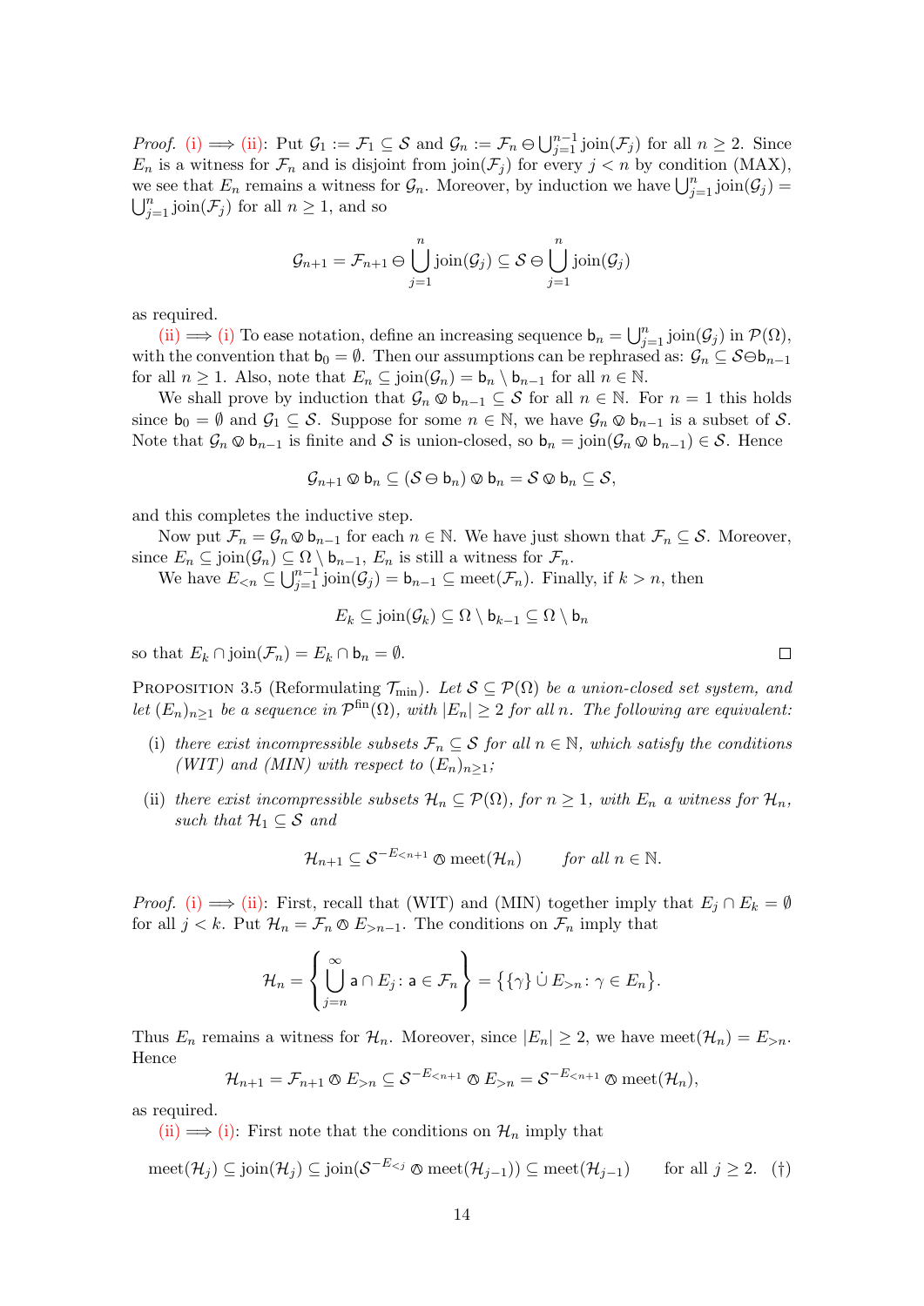*Proof.* (i) $\implies$ (ii): Put $\mathcal{G}_1 := \mathcal{F}_1 \subseteq \mathcal{S}$ and $\mathcal{G}_n := \mathcal{F}_n \ominus \bigcup_{j=1}^{n-1} \operatorname{join}(\mathcal{F}_j)$ for all $n \geq 2$. Since $E_n$ is a witness for $\mathcal{F}_n$ and is disjoint from $\operatorname{join}(\mathcal{F}_j)$ for every $j < n$ by condition (MAX), we see that $E_n$ remains a witness for $\mathcal{G}_n$. Moreover, by induction we have $\bigcup_{j=1}^{n} \operatorname{join}(\mathcal{G}_j) = \bigcup_{j=1}^{n} \operatorname{join}(\mathcal{F}_j)$ for all $n \geq 1$, and so

$$\mathcal{G}_{n+1} = \mathcal{F}_{n+1} \ominus \bigcup_{j=1}^{n} \operatorname{join}(\mathcal{G}_j) \subseteq \mathcal{S} \ominus \bigcup_{j=1}^{n} \operatorname{join}(\mathcal{G}_j)$$

as required.

(ii) $\implies$ (i) To ease notation, define an increasing sequence $\mathsf{b}_n = \bigcup_{j=1}^{n} \operatorname{join}(\mathcal{G}_j)$ in $\mathcal{P}(\Omega)$, with the convention that $\mathsf{b}_0 = \emptyset$. Then our assumptions can be rephrased as: $\mathcal{G}_n \subseteq \mathcal{S} \ominus \mathsf{b}_{n-1}$ for all $n \geq 1$. Also, note that $E_n \subseteq \operatorname{join}(\mathcal{G}_n) = \mathsf{b}_n \setminus \mathsf{b}_{n-1}$ for all $n \in \mathbb{N}$.

We shall prove by induction that $\mathcal{G}_n \oslash \mathsf{b}_{n-1} \subseteq \mathcal{S}$ for all $n \in \mathbb{N}$. For $n = 1$ this holds since $\mathsf{b}_0 = \emptyset$ and $\mathcal{G}_1 \subseteq \mathcal{S}$. Suppose for some $n \in \mathbb{N}$, we have $\mathcal{G}_n \oslash \mathsf{b}_{n-1}$ is a subset of $\mathcal{S}$. Note that $\mathcal{G}_n \oslash \mathsf{b}_{n-1}$ is finite and $\mathcal{S}$ is union-closed, so $\mathsf{b}_n = \operatorname{join}(\mathcal{G}_n \oslash \mathsf{b}_{n-1}) \in \mathcal{S}$. Hence

$$\mathcal{G}_{n+1} \oslash \mathsf{b}_n \subseteq (\mathcal{S} \ominus \mathsf{b}_n) \oslash \mathsf{b}_n = \mathcal{S} \oslash \mathsf{b}_n \subseteq \mathcal{S},$$

and this completes the inductive step.

Now put $\mathcal{F}_n = \mathcal{G}_n \oslash \mathsf{b}_{n-1}$ for each $n \in \mathbb{N}$. We have just shown that $\mathcal{F}_n \subseteq \mathcal{S}$. Moreover, since $E_n \subseteq \operatorname{join}(\mathcal{G}_n) \subseteq \Omega \setminus \mathsf{b}_{n-1}$, $E_n$ is still a witness for $\mathcal{F}_n$.

We have $E_{<n} \subseteq \bigcup_{j=1}^{n-1} \operatorname{join}(\mathcal{G}_j) = \mathsf{b}_{n-1} \subseteq \operatorname{meet}(\mathcal{F}_n)$. Finally, if $k > n$, then

$$E_k \subseteq \operatorname{join}(\mathcal{G}_k) \subseteq \Omega \setminus \mathsf{b}_{k-1} \subseteq \Omega \setminus \mathsf{b}_n$$

so that $E_k \cap \operatorname{join}(\mathcal{F}_n) = E_k \cap \mathsf{b}_n = \emptyset$. $\square$

**Proposition 3.5** (Reformulating $\mathcal{T}_{\min}$). *Let $\mathcal{S} \subseteq \mathcal{P}(\Omega)$ be a union-closed set system, and let $(E_n)_{n\geq 1}$ be a sequence in $\mathcal{P}^{\mathrm{fin}}(\Omega)$, with $|E_n| \geq 2$ for all $n$. The following are equivalent:*

(i) *there exist incompressible subsets $\mathcal{F}_n \subseteq \mathcal{S}$ for all $n \in \mathbb{N}$, which satisfy the conditions (WIT) and (MIN) with respect to $(E_n)_{n\geq 1}$;*

(ii) *there exist incompressible subsets $\mathcal{H}_n \subseteq \mathcal{P}(\Omega)$, for $n \geq 1$, with $E_n$ a witness for $\mathcal{H}_n$, such that $\mathcal{H}_1 \subseteq \mathcal{S}$ and*

$$\mathcal{H}_{n+1} \subseteq \mathcal{S}^{-E_{<n+1}} \oslash \operatorname{meet}(\mathcal{H}_n) \qquad \textit{for all } n \in \mathbb{N}.$$

*Proof.* (i) $\implies$ (ii): First, recall that (WIT) and (MIN) together imply that $E_j \cap E_k = \emptyset$ for all $j < k$. Put $\mathcal{H}_n = \mathcal{F}_n \oslash E_{>n-1}$. The conditions on $\mathcal{F}_n$ imply that

$$\mathcal{H}_n = \left\{ \bigcup_{j=n}^{\infty} \mathsf{a} \cap E_j : \mathsf{a} \in \mathcal{F}_n \right\} = \left\{ \{\gamma\} \mathbin{\dot\cup} E_{>n} : \gamma \in E_n \right\}.$$

Thus $E_n$ remains a witness for $\mathcal{H}_n$. Moreover, since $|E_n| \geq 2$, we have $\operatorname{meet}(\mathcal{H}_n) = E_{>n}$. Hence

$$\mathcal{H}_{n+1} = \mathcal{F}_{n+1} \oslash E_{>n} \subseteq \mathcal{S}^{-E_{<n+1}} \oslash E_{>n} = \mathcal{S}^{-E_{<n+1}} \oslash \operatorname{meet}(\mathcal{H}_n),$$

as required.

(ii) $\implies$ (i): First note that the conditions on $\mathcal{H}_n$ imply that

$$\operatorname{meet}(\mathcal{H}_j) \subseteq \operatorname{join}(\mathcal{H}_j) \subseteq \operatorname{join}(\mathcal{S}^{-E_{<j}} \oslash \operatorname{meet}(\mathcal{H}_{j-1})) \subseteq \operatorname{meet}(\mathcal{H}_{j-1}) \qquad \text{for all } j \geq 2. \quad (\dagger)$$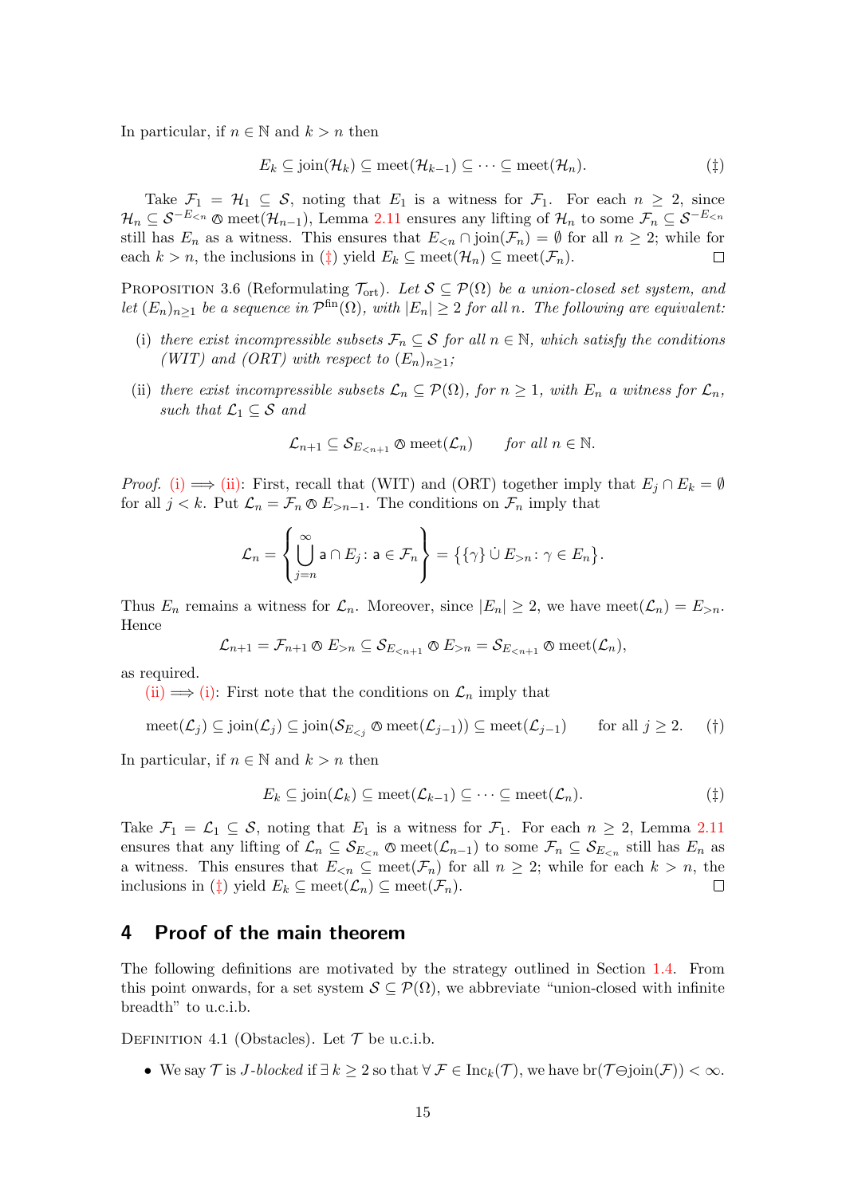In particular, if $n \in \mathbb{N}$ and $k > n$ then

$$E_k \subseteq \operatorname{join}(\mathcal{H}_k) \subseteq \operatorname{meet}(\mathcal{H}_{k-1}) \subseteq \cdots \subseteq \operatorname{meet}(\mathcal{H}_n). \tag{‡}$$

Take $\mathcal{F}_1 = \mathcal{H}_1 \subseteq \mathcal{S}$, noting that $E_1$ is a witness for $\mathcal{F}_1$. For each $n \geq 2$, since $\mathcal{H}_n \subseteq \mathcal{S}^{-E_{<n}} \otimes \operatorname{meet}(\mathcal{H}_{n-1})$, Lemma 2.11 ensures any lifting of $\mathcal{H}_n$ to some $\mathcal{F}_n \subseteq \mathcal{S}^{-E_{<n}}$ still has $E_n$ as a witness. This ensures that $E_{<n} \cap \operatorname{join}(\mathcal{F}_n) = \emptyset$ for all $n \geq 2$; while for each $k > n$, the inclusions in (‡) yield $E_k \subseteq \operatorname{meet}(\mathcal{H}_n) \subseteq \operatorname{meet}(\mathcal{F}_n)$. $\square$

Proposition 3.6 (Reformulating $\mathcal{T}_{\mathrm{ort}}$). *Let $\mathcal{S} \subseteq \mathcal{P}(\Omega)$ be a union-closed set system, and let $(E_n)_{n\geq 1}$ be a sequence in $\mathcal{P}^{\mathrm{fin}}(\Omega)$, with $|E_n| \geq 2$ for all $n$. The following are equivalent:*

(i) *there exist incompressible subsets $\mathcal{F}_n \subseteq \mathcal{S}$ for all $n \in \mathbb{N}$, which satisfy the conditions (WIT) and (ORT) with respect to $(E_n)_{n\geq 1}$;*

(ii) *there exist incompressible subsets $\mathcal{L}_n \subseteq \mathcal{P}(\Omega)$, for $n \geq 1$, with $E_n$ a witness for $\mathcal{L}_n$, such that $\mathcal{L}_1 \subseteq \mathcal{S}$ and*

$$\mathcal{L}_{n+1} \subseteq \mathcal{S}_{E_{<n+1}} \otimes \operatorname{meet}(\mathcal{L}_n) \qquad \textit{for all } n \in \mathbb{N}.$$

*Proof.* (i) $\Longrightarrow$ (ii): First, recall that (WIT) and (ORT) together imply that $E_j \cap E_k = \emptyset$ for all $j < k$. Put $\mathcal{L}_n = \mathcal{F}_n \otimes E_{>n-1}$. The conditions on $\mathcal{F}_n$ imply that

$$\mathcal{L}_n = \left\{ \bigcup_{j=n}^{\infty} \mathsf{a} \cap E_j \colon \mathsf{a} \in \mathcal{F}_n \right\} = \big\{ \{\gamma\} \,\dot\cup\, E_{>n} \colon \gamma \in E_n \big\}.$$

Thus $E_n$ remains a witness for $\mathcal{L}_n$. Moreover, since $|E_n| \geq 2$, we have $\operatorname{meet}(\mathcal{L}_n) = E_{>n}$. Hence

$$\mathcal{L}_{n+1} = \mathcal{F}_{n+1} \otimes E_{>n} \subseteq \mathcal{S}_{E_{<n+1}} \otimes E_{>n} = \mathcal{S}_{E_{<n+1}} \otimes \operatorname{meet}(\mathcal{L}_n),$$

as required.

(ii) $\Longrightarrow$ (i): First note that the conditions on $\mathcal{L}_n$ imply that

$$\operatorname{meet}(\mathcal{L}_j) \subseteq \operatorname{join}(\mathcal{L}_j) \subseteq \operatorname{join}(\mathcal{S}_{E_{<j}} \otimes \operatorname{meet}(\mathcal{L}_{j-1})) \subseteq \operatorname{meet}(\mathcal{L}_{j-1}) \qquad \text{for all } j \geq 2. \tag{†}$$

In particular, if $n \in \mathbb{N}$ and $k > n$ then

$$E_k \subseteq \operatorname{join}(\mathcal{L}_k) \subseteq \operatorname{meet}(\mathcal{L}_{k-1}) \subseteq \cdots \subseteq \operatorname{meet}(\mathcal{L}_n). \tag{‡}$$

Take $\mathcal{F}_1 = \mathcal{L}_1 \subseteq \mathcal{S}$, noting that $E_1$ is a witness for $\mathcal{F}_1$. For each $n \geq 2$, Lemma 2.11 ensures that any lifting of $\mathcal{L}_n \subseteq \mathcal{S}_{E_{<n}} \otimes \operatorname{meet}(\mathcal{L}_{n-1})$ to some $\mathcal{F}_n \subseteq \mathcal{S}_{E_{<n}}$ still has $E_n$ as a witness. This ensures that $E_{<n} \subseteq \operatorname{meet}(\mathcal{F}_n)$ for all $n \geq 2$; while for each $k > n$, the inclusions in (‡) yield $E_k \subseteq \operatorname{meet}(\mathcal{L}_n) \subseteq \operatorname{meet}(\mathcal{F}_n)$. $\square$

## 4 Proof of the main theorem

The following definitions are motivated by the strategy outlined in Section 1.4. From this point onwards, for a set system $\mathcal{S} \subseteq \mathcal{P}(\Omega)$, we abbreviate "union-closed with infinite breadth" to u.c.i.b.

Definition 4.1 (Obstacles). Let $\mathcal{T}$ be u.c.i.b.

- We say $\mathcal{T}$ is *J-blocked* if $\exists\, k \geq 2$ so that $\forall\, \mathcal{F} \in \operatorname{Inc}_k(\mathcal{T})$, we have $\operatorname{br}(\mathcal{T} \ominus \operatorname{join}(\mathcal{F})) < \infty$.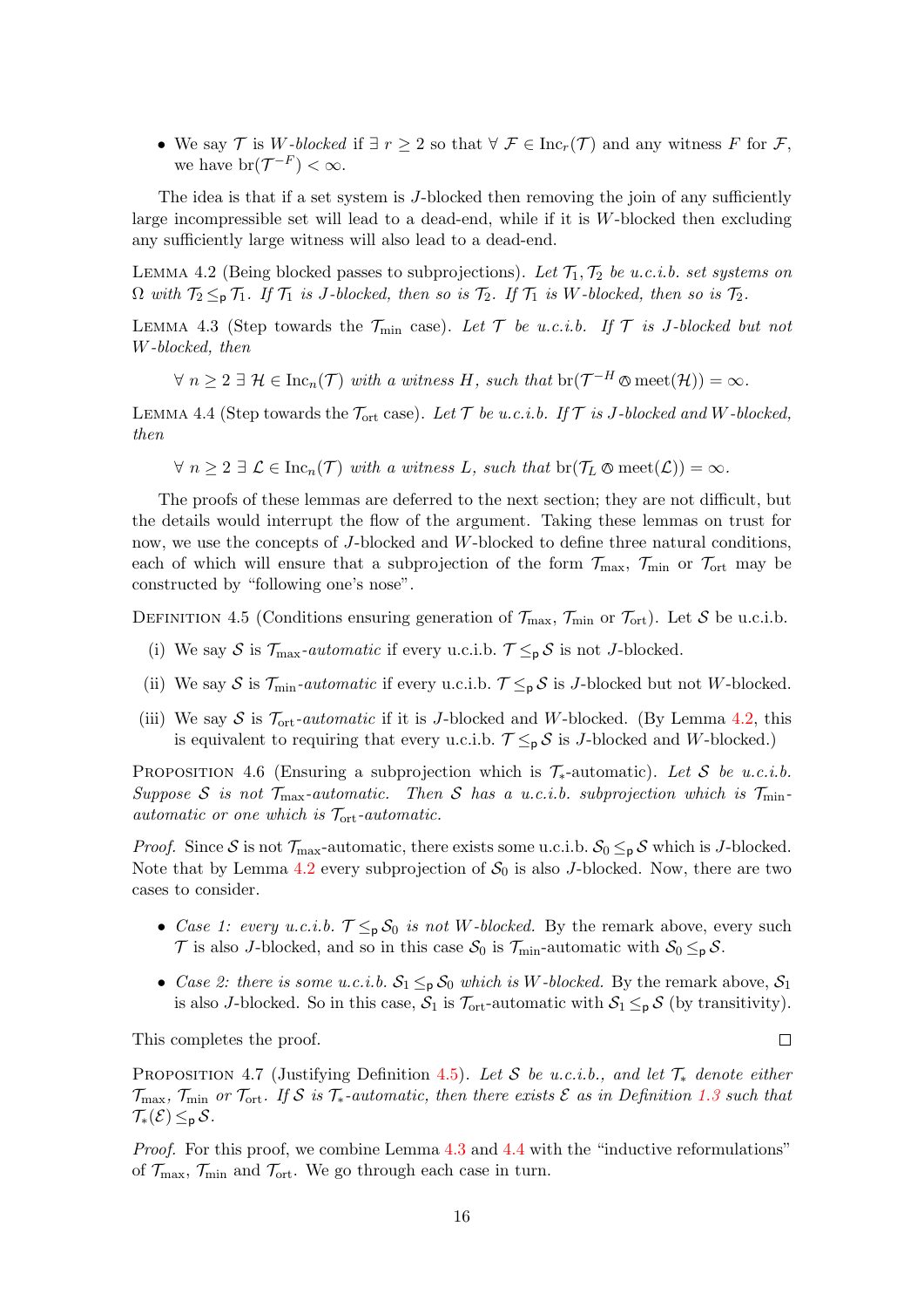- We say $\mathcal{T}$ is *$W$-blocked* if $\exists\ r \geq 2$ so that $\forall\ \mathcal{F} \in \mathrm{Inc}_r(\mathcal{T})$ and any witness $F$ for $\mathcal{F}$, we have $\mathrm{br}(\mathcal{T}^{-F}) < \infty$.

The idea is that if a set system is $J$-blocked then removing the join of any sufficiently large incompressible set will lead to a dead-end, while if it is $W$-blocked then excluding any sufficiently large witness will also lead to a dead-end.

Lemma 4.2 (Being blocked passes to subprojections). *Let $\mathcal{T}_1, \mathcal{T}_2$ be u.c.i.b. set systems on $\Omega$ with $\mathcal{T}_2 \leq_{\mathsf{p}} \mathcal{T}_1$. If $\mathcal{T}_1$ is $J$-blocked, then so is $\mathcal{T}_2$. If $\mathcal{T}_1$ is $W$-blocked, then so is $\mathcal{T}_2$.*

Lemma 4.3 (Step towards the $\mathcal{T}_{\min}$ case). *Let $\mathcal{T}$ be u.c.i.b. If $\mathcal{T}$ is $J$-blocked but not $W$-blocked, then*

$$\forall\ n \geq 2\ \exists\ \mathcal{H} \in \mathrm{Inc}_n(\mathcal{T}) \text{ with a witness } H, \text{ such that } \mathrm{br}(\mathcal{T}^{-H} \circledast \mathrm{meet}(\mathcal{H})) = \infty.$$

Lemma 4.4 (Step towards the $\mathcal{T}_{\mathrm{ort}}$ case). *Let $\mathcal{T}$ be u.c.i.b. If $\mathcal{T}$ is $J$-blocked and $W$-blocked, then*

$$\forall\ n \geq 2\ \exists\ \mathcal{L} \in \mathrm{Inc}_n(\mathcal{T}) \text{ with a witness } L, \text{ such that } \mathrm{br}(\mathcal{T}_L \circledast \mathrm{meet}(\mathcal{L})) = \infty.$$

The proofs of these lemmas are deferred to the next section; they are not difficult, but the details would interrupt the flow of the argument. Taking these lemmas on trust for now, we use the concepts of $J$-blocked and $W$-blocked to define three natural conditions, each of which will ensure that a subprojection of the form $\mathcal{T}_{\max}$, $\mathcal{T}_{\min}$ or $\mathcal{T}_{\mathrm{ort}}$ may be constructed by "following one's nose".

Definition 4.5 (Conditions ensuring generation of $\mathcal{T}_{\max}$, $\mathcal{T}_{\min}$ or $\mathcal{T}_{\mathrm{ort}}$). Let $\mathcal{S}$ be u.c.i.b.

(i) We say $\mathcal{S}$ is *$\mathcal{T}_{\max}$-automatic* if every u.c.i.b. $\mathcal{T} \leq_{\mathsf{p}} \mathcal{S}$ is not $J$-blocked.

(ii) We say $\mathcal{S}$ is *$\mathcal{T}_{\min}$-automatic* if every u.c.i.b. $\mathcal{T} \leq_{\mathsf{p}} \mathcal{S}$ is $J$-blocked but not $W$-blocked.

(iii) We say $\mathcal{S}$ is *$\mathcal{T}_{\mathrm{ort}}$-automatic* if it is $J$-blocked and $W$-blocked. (By Lemma 4.2, this is equivalent to requiring that every u.c.i.b. $\mathcal{T} \leq_{\mathsf{p}} \mathcal{S}$ is $J$-blocked and $W$-blocked.)

Proposition 4.6 (Ensuring a subprojection which is $\mathcal{T}_*$-automatic). *Let $\mathcal{S}$ be u.c.i.b. Suppose $\mathcal{S}$ is not $\mathcal{T}_{\max}$-automatic. Then $\mathcal{S}$ has a u.c.i.b. subprojection which is $\mathcal{T}_{\min}$-automatic or one which is $\mathcal{T}_{\mathrm{ort}}$-automatic.*

*Proof.* Since $\mathcal{S}$ is not $\mathcal{T}_{\max}$-automatic, there exists some u.c.i.b. $\mathcal{S}_0 \leq_{\mathsf{p}} \mathcal{S}$ which is $J$-blocked. Note that by Lemma 4.2 every subprojection of $\mathcal{S}_0$ is also $J$-blocked. Now, there are two cases to consider.

- *Case 1: every u.c.i.b. $\mathcal{T} \leq_{\mathsf{p}} \mathcal{S}_0$ is not $W$-blocked.* By the remark above, every such $\mathcal{T}$ is also $J$-blocked, and so in this case $\mathcal{S}_0$ is $\mathcal{T}_{\min}$-automatic with $\mathcal{S}_0 \leq_{\mathsf{p}} \mathcal{S}$.
- *Case 2: there is some u.c.i.b. $\mathcal{S}_1 \leq_{\mathsf{p}} \mathcal{S}_0$ which is $W$-blocked.* By the remark above, $\mathcal{S}_1$ is also $J$-blocked. So in this case, $\mathcal{S}_1$ is $\mathcal{T}_{\mathrm{ort}}$-automatic with $\mathcal{S}_1 \leq_{\mathsf{p}} \mathcal{S}$ (by transitivity).

This completes the proof. □

Proposition 4.7 (Justifying Definition 4.5). *Let $\mathcal{S}$ be u.c.i.b., and let $\mathcal{T}_*$ denote either $\mathcal{T}_{\max}$, $\mathcal{T}_{\min}$ or $\mathcal{T}_{\mathrm{ort}}$. If $\mathcal{S}$ is $\mathcal{T}_*$-automatic, then there exists $\mathcal{E}$ as in Definition 1.3 such that $\mathcal{T}_*(\mathcal{E}) \leq_{\mathsf{p}} \mathcal{S}$.*

*Proof.* For this proof, we combine Lemma 4.3 and 4.4 with the "inductive reformulations" of $\mathcal{T}_{\max}$, $\mathcal{T}_{\min}$ and $\mathcal{T}_{\mathrm{ort}}$. We go through each case in turn.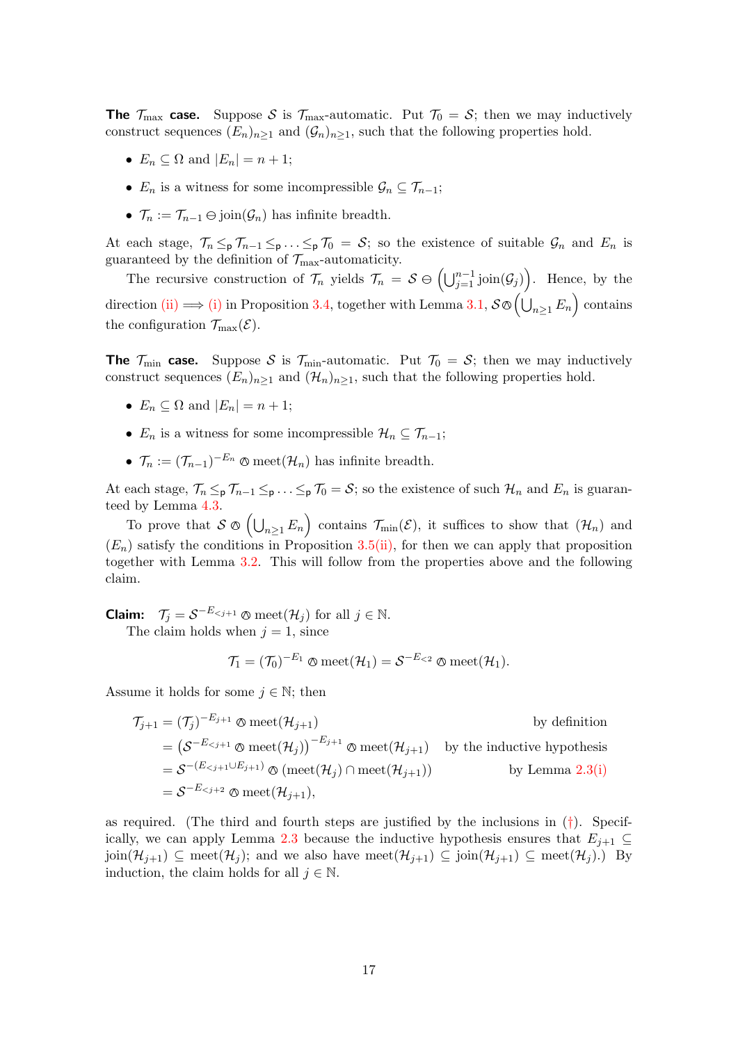**The $\mathcal{T}_{\max}$ case.** Suppose $\mathcal{S}$ is $\mathcal{T}_{\max}$-automatic. Put $\mathcal{T}_0 = \mathcal{S}$; then we may inductively construct sequences $(E_n)_{n\geq 1}$ and $(\mathcal{G}_n)_{n\geq 1}$, such that the following properties hold.

- $E_n \subseteq \Omega$ and $|E_n| = n+1$;
- $E_n$ is a witness for some incompressible $\mathcal{G}_n \subseteq \mathcal{T}_{n-1}$;
- $\mathcal{T}_n := \mathcal{T}_{n-1} \ominus \operatorname{join}(\mathcal{G}_n)$ has infinite breadth.

At each stage, $\mathcal{T}_n \leq_{\mathsf{p}} \mathcal{T}_{n-1} \leq_{\mathsf{p}} \ldots \leq_{\mathsf{p}} \mathcal{T}_0 = \mathcal{S}$; so the existence of suitable $\mathcal{G}_n$ and $E_n$ is guaranteed by the definition of $\mathcal{T}_{\max}$-automaticity.

The recursive construction of $\mathcal{T}_n$ yields $\mathcal{T}_n = \mathcal{S} \ominus \left(\bigcup_{j=1}^{n-1} \operatorname{join}(\mathcal{G}_j)\right)$. Hence, by the direction (ii) $\Longrightarrow$ (i) in Proposition 3.4, together with Lemma 3.1, $\mathcal{S} \oslash \left(\bigcup_{n\geq 1} E_n\right)$ contains the configuration $\mathcal{T}_{\max}(\mathcal{E})$.

**The $\mathcal{T}_{\min}$ case.** Suppose $\mathcal{S}$ is $\mathcal{T}_{\min}$-automatic. Put $\mathcal{T}_0 = \mathcal{S}$; then we may inductively construct sequences $(E_n)_{n\geq 1}$ and $(\mathcal{H}_n)_{n\geq 1}$, such that the following properties hold.

- $E_n \subseteq \Omega$ and $|E_n| = n+1$;
- $E_n$ is a witness for some incompressible $\mathcal{H}_n \subseteq \mathcal{T}_{n-1}$;
- $\mathcal{T}_n := (\mathcal{T}_{n-1})^{-E_n} \oslash \operatorname{meet}(\mathcal{H}_n)$ has infinite breadth.

At each stage, $\mathcal{T}_n \leq_{\mathsf{p}} \mathcal{T}_{n-1} \leq_{\mathsf{p}} \ldots \leq_{\mathsf{p}} \mathcal{T}_0 = \mathcal{S}$; so the existence of such $\mathcal{H}_n$ and $E_n$ is guaranteed by Lemma 4.3.

To prove that $\mathcal{S} \oslash \left(\bigcup_{n\geq 1} E_n\right)$ contains $\mathcal{T}_{\min}(\mathcal{E})$, it suffices to show that $(\mathcal{H}_n)$ and $(E_n)$ satisfy the conditions in Proposition 3.5(ii), for then we can apply that proposition together with Lemma 3.2. This will follow from the properties above and the following claim.

**Claim:** $\mathcal{T}_j = \mathcal{S}^{-E_{<j+1}} \oslash \operatorname{meet}(\mathcal{H}_j)$ for all $j \in \mathbb{N}$.

The claim holds when $j=1$, since

$$\mathcal{T}_1 = (\mathcal{T}_0)^{-E_1} \oslash \operatorname{meet}(\mathcal{H}_1) = \mathcal{S}^{-E_{<2}} \oslash \operatorname{meet}(\mathcal{H}_1).$$

Assume it holds for some $j \in \mathbb{N}$; then

$$\begin{aligned}
\mathcal{T}_{j+1} &= (\mathcal{T}_j)^{-E_{j+1}} \oslash \operatorname{meet}(\mathcal{H}_{j+1}) && \text{by definition} \\
&= \left(\mathcal{S}^{-E_{<j+1}} \oslash \operatorname{meet}(\mathcal{H}_j)\right)^{-E_{j+1}} \oslash \operatorname{meet}(\mathcal{H}_{j+1}) && \text{by the inductive hypothesis} \\
&= \mathcal{S}^{-(E_{<j+1} \cup E_{j+1})} \oslash (\operatorname{meet}(\mathcal{H}_j) \cap \operatorname{meet}(\mathcal{H}_{j+1})) && \text{by Lemma 2.3(i)} \\
&= \mathcal{S}^{-E_{<j+2}} \oslash \operatorname{meet}(\mathcal{H}_{j+1}),
\end{aligned}$$

as required. (The third and fourth steps are justified by the inclusions in (†). Specifically, we can apply Lemma 2.3 because the inductive hypothesis ensures that $E_{j+1} \subseteq \operatorname{join}(\mathcal{H}_{j+1}) \subseteq \operatorname{meet}(\mathcal{H}_j)$; and we also have $\operatorname{meet}(\mathcal{H}_{j+1}) \subseteq \operatorname{join}(\mathcal{H}_{j+1}) \subseteq \operatorname{meet}(\mathcal{H}_j)$.) By induction, the claim holds for all $j \in \mathbb{N}$.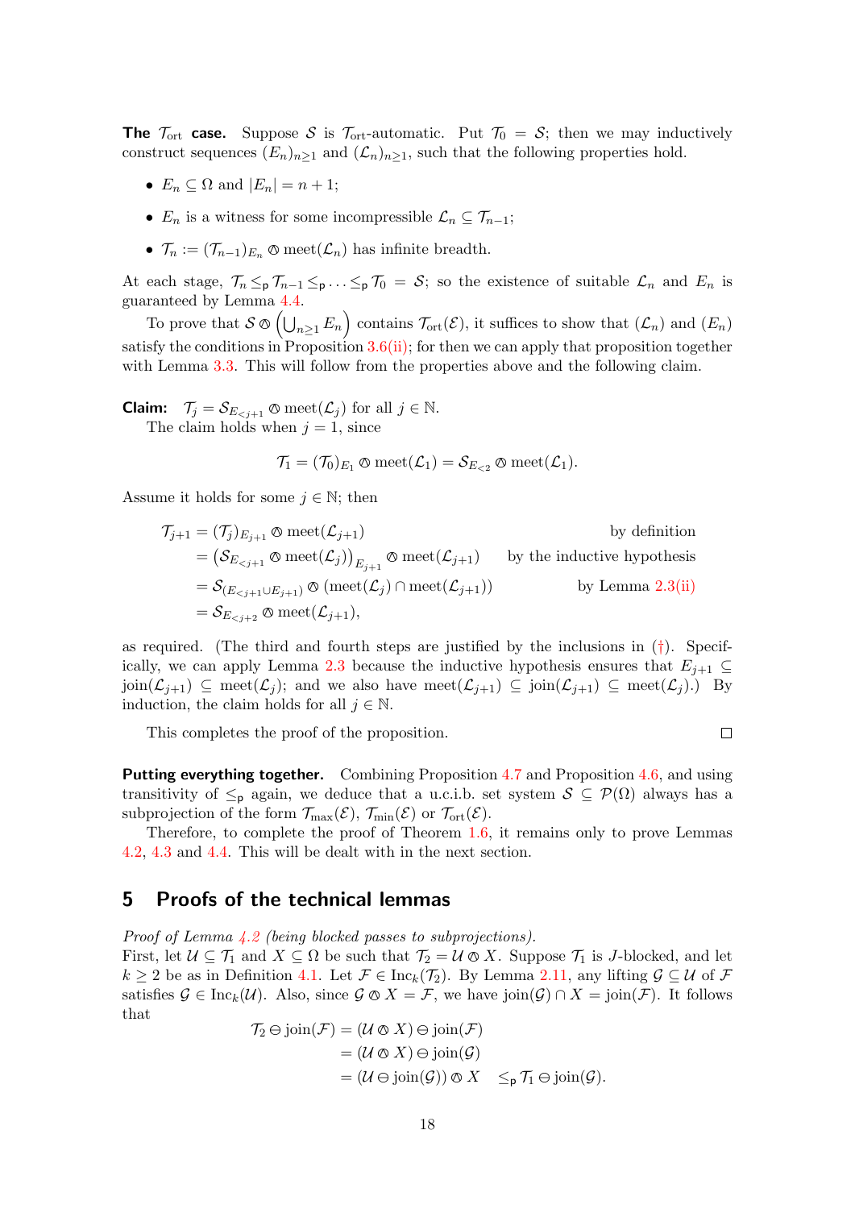**The $\mathcal{T}_{\mathrm{ort}}$ case.** Suppose $\mathcal{S}$ is $\mathcal{T}_{\mathrm{ort}}$-automatic. Put $\mathcal{T}_0 = \mathcal{S}$; then we may inductively construct sequences $(E_n)_{n\geq 1}$ and $(\mathcal{L}_n)_{n\geq 1}$, such that the following properties hold.

- $E_n \subseteq \Omega$ and $|E_n| = n+1$;
- $E_n$ is a witness for some incompressible $\mathcal{L}_n \subseteq \mathcal{T}_{n-1}$;
- $\mathcal{T}_n := (\mathcal{T}_{n-1})_{E_n} \oslash \operatorname{meet}(\mathcal{L}_n)$ has infinite breadth.

At each stage, $\mathcal{T}_n \leq_{\mathsf{p}} \mathcal{T}_{n-1} \leq_{\mathsf{p}} \ldots \leq_{\mathsf{p}} \mathcal{T}_0 = \mathcal{S}$; so the existence of suitable $\mathcal{L}_n$ and $E_n$ is guaranteed by Lemma 4.4.

To prove that $\mathcal{S} \oslash \left(\bigcup_{n\geq 1} E_n\right)$ contains $\mathcal{T}_{\mathrm{ort}}(\mathcal{E})$, it suffices to show that $(\mathcal{L}_n)$ and $(E_n)$ satisfy the conditions in Proposition 3.6(ii); for then we can apply that proposition together with Lemma 3.3. This will follow from the properties above and the following claim.

**Claim:** $\mathcal{T}_j = \mathcal{S}_{E_{<j+1}} \oslash \operatorname{meet}(\mathcal{L}_j)$ for all $j \in \mathbb{N}$.

The claim holds when $j = 1$, since

$$\mathcal{T}_1 = (\mathcal{T}_0)_{E_1} \oslash \operatorname{meet}(\mathcal{L}_1) = \mathcal{S}_{E_{<2}} \oslash \operatorname{meet}(\mathcal{L}_1).$$

Assume it holds for some $j \in \mathbb{N}$; then

$$\begin{aligned}
\mathcal{T}_{j+1} &= (\mathcal{T}_j)_{E_{j+1}} \oslash \operatorname{meet}(\mathcal{L}_{j+1}) && \text{by definition} \\
&= \left(\mathcal{S}_{E_{<j+1}} \oslash \operatorname{meet}(\mathcal{L}_j)\right)_{E_{j+1}} \oslash \operatorname{meet}(\mathcal{L}_{j+1}) && \text{by the inductive hypothesis} \\
&= \mathcal{S}_{(E_{<j+1} \cup E_{j+1})} \oslash \left(\operatorname{meet}(\mathcal{L}_j) \cap \operatorname{meet}(\mathcal{L}_{j+1})\right) && \text{by Lemma 2.3(ii)} \\
&= \mathcal{S}_{E_{<j+2}} \oslash \operatorname{meet}(\mathcal{L}_{j+1}),
\end{aligned}$$

as required. (The third and fourth steps are justified by the inclusions in (†). Specifically, we can apply Lemma 2.3 because the inductive hypothesis ensures that $E_{j+1} \subseteq \operatorname{join}(\mathcal{L}_{j+1}) \subseteq \operatorname{meet}(\mathcal{L}_j)$; and we also have $\operatorname{meet}(\mathcal{L}_{j+1}) \subseteq \operatorname{join}(\mathcal{L}_{j+1}) \subseteq \operatorname{meet}(\mathcal{L}_j)$.) By induction, the claim holds for all $j \in \mathbb{N}$.

This completes the proof of the proposition. □

**Putting everything together.** Combining Proposition 4.7 and Proposition 4.6, and using transitivity of $\leq_{\mathsf{p}}$ again, we deduce that a u.c.i.b. set system $\mathcal{S} \subseteq \mathcal{P}(\Omega)$ always has a subprojection of the form $\mathcal{T}_{\max}(\mathcal{E})$, $\mathcal{T}_{\min}(\mathcal{E})$ or $\mathcal{T}_{\mathrm{ort}}(\mathcal{E})$.

Therefore, to complete the proof of Theorem 1.6, it remains only to prove Lemmas 4.2, 4.3 and 4.4. This will be dealt with in the next section.

## 5 Proofs of the technical lemmas

*Proof of Lemma 4.2 (being blocked passes to subprojections).*
First, let $\mathcal{U} \subseteq \mathcal{T}_1$ and $X \subseteq \Omega$ be such that $\mathcal{T}_2 = \mathcal{U} \oslash X$. Suppose $\mathcal{T}_1$ is $J$-blocked, and let $k \geq 2$ be as in Definition 4.1. Let $\mathcal{F} \in \operatorname{Inc}_k(\mathcal{T}_2)$. By Lemma 2.11, any lifting $\mathcal{G} \subseteq \mathcal{U}$ of $\mathcal{F}$ satisfies $\mathcal{G} \in \operatorname{Inc}_k(\mathcal{U})$. Also, since $\mathcal{G} \oslash X = \mathcal{F}$, we have $\operatorname{join}(\mathcal{G}) \cap X = \operatorname{join}(\mathcal{F})$. It follows that

$$\begin{aligned}
\mathcal{T}_2 \ominus \operatorname{join}(\mathcal{F}) &= (\mathcal{U} \oslash X) \ominus \operatorname{join}(\mathcal{F}) \\
&= (\mathcal{U} \oslash X) \ominus \operatorname{join}(\mathcal{G}) \\
&= (\mathcal{U} \ominus \operatorname{join}(\mathcal{G})) \oslash X \quad \leq_{\mathsf{p}} \mathcal{T}_1 \ominus \operatorname{join}(\mathcal{G}).
\end{aligned}$$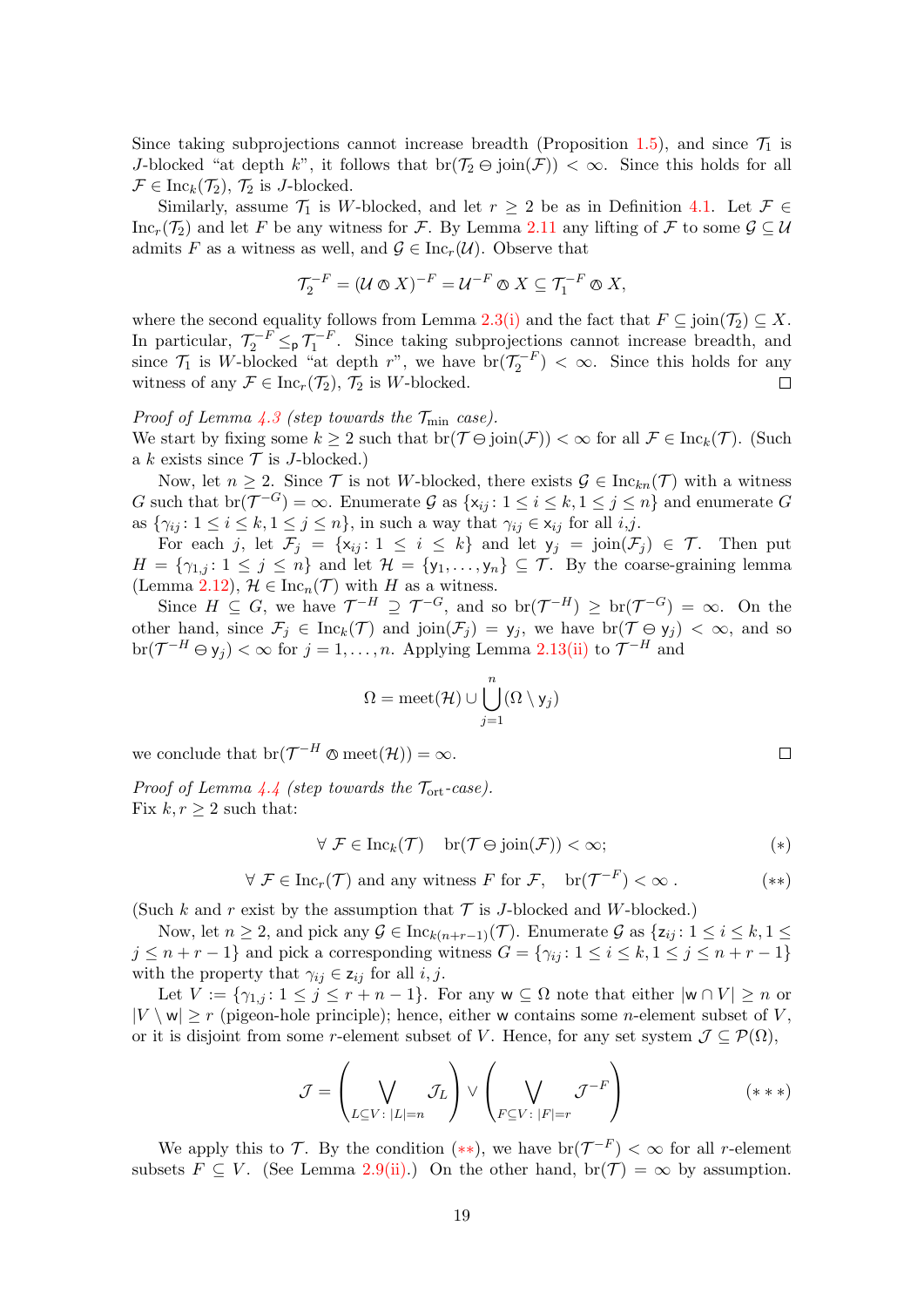Since taking subprojections cannot increase breadth (Proposition 1.5), and since $\mathcal{T}_1$ is $J$-blocked "at depth $k$", it follows that $\operatorname{br}(\mathcal{T}_2 \ominus \operatorname{join}(\mathcal{F})) < \infty$. Since this holds for all $\mathcal{F} \in \operatorname{Inc}_k(\mathcal{T}_2)$, $\mathcal{T}_2$ is $J$-blocked.

Similarly, assume $\mathcal{T}_1$ is $W$-blocked, and let $r \geq 2$ be as in Definition 4.1. Let $\mathcal{F} \in \operatorname{Inc}_r(\mathcal{T}_2)$ and let $F$ be any witness for $\mathcal{F}$. By Lemma 2.11 any lifting of $\mathcal{F}$ to some $\mathcal{G} \subseteq \mathcal{U}$ admits $F$ as a witness as well, and $\mathcal{G} \in \operatorname{Inc}_r(\mathcal{U})$. Observe that

$$\mathcal{T}_2^{-F} = (\mathcal{U} \oslash X)^{-F} = \mathcal{U}^{-F} \oslash X \subseteq \mathcal{T}_1^{-F} \oslash X,$$

where the second equality follows from Lemma 2.3(i) and the fact that $F \subseteq \operatorname{join}(\mathcal{T}_2) \subseteq X$. In particular, $\mathcal{T}_2^{-F} \leq_{\mathsf{p}} \mathcal{T}_1^{-F}$. Since taking subprojections cannot increase breadth, and since $\mathcal{T}_1$ is $W$-blocked "at depth $r$", we have $\operatorname{br}(\mathcal{T}_2^{-F}) < \infty$. Since this holds for any witness of any $\mathcal{F} \in \operatorname{Inc}_r(\mathcal{T}_2)$, $\mathcal{T}_2$ is $W$-blocked. $\square$

*Proof of Lemma 4.3 (step towards the $\mathcal{T}_{\min}$ case).*
We start by fixing some $k \geq 2$ such that $\operatorname{br}(\mathcal{T} \ominus \operatorname{join}(\mathcal{F})) < \infty$ for all $\mathcal{F} \in \operatorname{Inc}_k(\mathcal{T})$. (Such a $k$ exists since $\mathcal{T}$ is $J$-blocked.)

Now, let $n \geq 2$. Since $\mathcal{T}$ is not $W$-blocked, there exists $\mathcal{G} \in \operatorname{Inc}_{kn}(\mathcal{T})$ with a witness $G$ such that $\operatorname{br}(\mathcal{T}^{-G}) = \infty$. Enumerate $\mathcal{G}$ as $\{\mathsf{x}_{ij} \colon 1 \leq i \leq k, 1 \leq j \leq n\}$ and enumerate $G$ as $\{\gamma_{ij} \colon 1 \leq i \leq k, 1 \leq j \leq n\}$, in such a way that $\gamma_{ij} \in \mathsf{x}_{ij}$ for all $i$,$j$.

For each $j$, let $\mathcal{F}_j = \{\mathsf{x}_{ij} \colon 1 \leq i \leq k\}$ and let $\mathsf{y}_j = \operatorname{join}(\mathcal{F}_j) \in \mathcal{T}$. Then put $H = \{\gamma_{1,j} \colon 1 \leq j \leq n\}$ and let $\mathcal{H} = \{\mathsf{y}_1, \dots, \mathsf{y}_n\} \subseteq \mathcal{T}$. By the coarse-graining lemma (Lemma 2.12), $\mathcal{H} \in \operatorname{Inc}_n(\mathcal{T})$ with $H$ as a witness.

Since $H \subseteq G$, we have $\mathcal{T}^{-H} \supseteq \mathcal{T}^{-G}$, and so $\operatorname{br}(\mathcal{T}^{-H}) \geq \operatorname{br}(\mathcal{T}^{-G}) = \infty$. On the other hand, since $\mathcal{F}_j \in \operatorname{Inc}_k(\mathcal{T})$ and $\operatorname{join}(\mathcal{F}_j) = \mathsf{y}_j$, we have $\operatorname{br}(\mathcal{T} \ominus \mathsf{y}_j) < \infty$, and so $\operatorname{br}(\mathcal{T}^{-H} \ominus \mathsf{y}_j) < \infty$ for $j = 1, \dots, n$. Applying Lemma 2.13(ii) to $\mathcal{T}^{-H}$ and

$$\Omega = \operatorname{meet}(\mathcal{H}) \cup \bigcup_{j=1}^{n} (\Omega \setminus \mathsf{y}_j)$$

we conclude that $\operatorname{br}(\mathcal{T}^{-H} \oslash \operatorname{meet}(\mathcal{H})) = \infty$. $\square$

*Proof of Lemma 4.4 (step towards the $\mathcal{T}_{\text{ort}}$-case).*
Fix $k, r \geq 2$ such that:

$$\forall\, \mathcal{F} \in \operatorname{Inc}_k(\mathcal{T}) \quad \operatorname{br}(\mathcal{T} \ominus \operatorname{join}(\mathcal{F})) < \infty; \tag{$*$}$$

$$\forall\, \mathcal{F} \in \operatorname{Inc}_r(\mathcal{T}) \text{ and any witness } F \text{ for } \mathcal{F}, \quad \operatorname{br}(\mathcal{T}^{-F}) < \infty\,. \tag{$**$}$$

(Such $k$ and $r$ exist by the assumption that $\mathcal{T}$ is $J$-blocked and $W$-blocked.)

Now, let $n \geq 2$, and pick any $\mathcal{G} \in \operatorname{Inc}_{k(n+r-1)}(\mathcal{T})$. Enumerate $\mathcal{G}$ as $\{\mathsf{z}_{ij} \colon 1 \leq i \leq k, 1 \leq j \leq n + r - 1\}$ and pick a corresponding witness $G = \{\gamma_{ij} \colon 1 \leq i \leq k, 1 \leq j \leq n + r - 1\}$ with the property that $\gamma_{ij} \in \mathsf{z}_{ij}$ for all $i, j$.

Let $V := \{\gamma_{1,j} \colon 1 \leq j \leq r + n - 1\}$. For any $\mathsf{w} \subseteq \Omega$ note that either $|\mathsf{w} \cap V| \geq n$ or $|V \setminus \mathsf{w}| \geq r$ (pigeon-hole principle); hence, either $\mathsf{w}$ contains some $n$-element subset of $V$, or it is disjoint from some $r$-element subset of $V$. Hence, for any set system $\mathcal{J} \subseteq \mathcal{P}(\Omega)$,

$$\mathcal{J} = \left( \bigvee_{L \subseteq V \colon |L| = n} \mathcal{J}_L \right) \vee \left( \bigvee_{F \subseteq V \colon |F| = r} \mathcal{J}^{-F} \right) \tag{$***$}$$

We apply this to $\mathcal{T}$. By the condition ($**$), we have $\operatorname{br}(\mathcal{T}^{-F}) < \infty$ for all $r$-element subsets $F \subseteq V$. (See Lemma 2.9(ii).) On the other hand, $\operatorname{br}(\mathcal{T}) = \infty$ by assumption.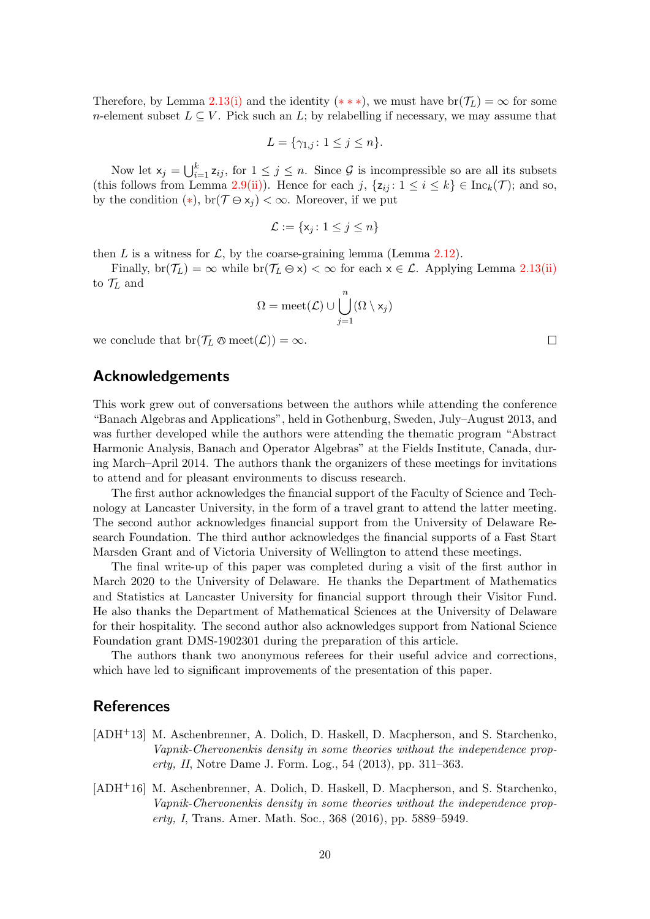Therefore, by Lemma 2.13(i) and the identity (∗∗∗), we must have $\operatorname{br}(\mathcal{T}_L) = \infty$ for some $n$-element subset $L \subseteq V$. Pick such an $L$; by relabelling if necessary, we may assume that

$$L = \{\gamma_{1,j} \colon 1 \le j \le n\}.$$

Now let $\mathsf{x}_j = \bigcup_{i=1}^k \mathsf{z}_{ij}$, for $1 \le j \le n$. Since $\mathcal{G}$ is incompressible so are all its subsets (this follows from Lemma 2.9(ii)). Hence for each $j$, $\{\mathsf{z}_{ij} \colon 1 \le i \le k\} \in \operatorname{Inc}_k(\mathcal{T})$; and so, by the condition (∗), $\operatorname{br}(\mathcal{T} \ominus \mathsf{x}_j) < \infty$. Moreover, if we put

$$\mathcal{L} := \{\mathsf{x}_j \colon 1 \le j \le n\}$$

then $L$ is a witness for $\mathcal{L}$, by the coarse-graining lemma (Lemma 2.12).

Finally, $\operatorname{br}(\mathcal{T}_L) = \infty$ while $\operatorname{br}(\mathcal{T}_L \ominus \mathsf{x}) < \infty$ for each $\mathsf{x} \in \mathcal{L}$. Applying Lemma 2.13(ii) to $\mathcal{T}_L$ and

$$\Omega = \operatorname{meet}(\mathcal{L}) \cup \bigcup_{j=1}^n (\Omega \setminus \mathsf{x}_j)$$

we conclude that $\operatorname{br}(\mathcal{T}_L \oslash \operatorname{meet}(\mathcal{L})) = \infty$. □

## Acknowledgements

This work grew out of conversations between the authors while attending the conference "Banach Algebras and Applications", held in Gothenburg, Sweden, July–August 2013, and was further developed while the authors were attending the thematic program "Abstract Harmonic Analysis, Banach and Operator Algebras" at the Fields Institute, Canada, during March–April 2014. The authors thank the organizers of these meetings for invitations to attend and for pleasant environments to discuss research.

The first author acknowledges the financial support of the Faculty of Science and Technology at Lancaster University, in the form of a travel grant to attend the latter meeting. The second author acknowledges financial support from the University of Delaware Research Foundation. The third author acknowledges the financial supports of a Fast Start Marsden Grant and of Victoria University of Wellington to attend these meetings.

The final write-up of this paper was completed during a visit of the first author in March 2020 to the University of Delaware. He thanks the Department of Mathematics and Statistics at Lancaster University for financial support through their Visitor Fund. He also thanks the Department of Mathematical Sciences at the University of Delaware for their hospitality. The second author also acknowledges support from National Science Foundation grant DMS-1902301 during the preparation of this article.

The authors thank two anonymous referees for their useful advice and corrections, which have led to significant improvements of the presentation of this paper.

## References

[ADH+13] M. Aschenbrenner, A. Dolich, D. Haskell, D. Macpherson, and S. Starchenko, *Vapnik-Chervonenkis density in some theories without the independence property, II*, Notre Dame J. Form. Log., 54 (2013), pp. 311–363.

[ADH+16] M. Aschenbrenner, A. Dolich, D. Haskell, D. Macpherson, and S. Starchenko, *Vapnik-Chervonenkis density in some theories without the independence property, I*, Trans. Amer. Math. Soc., 368 (2016), pp. 5889–5949.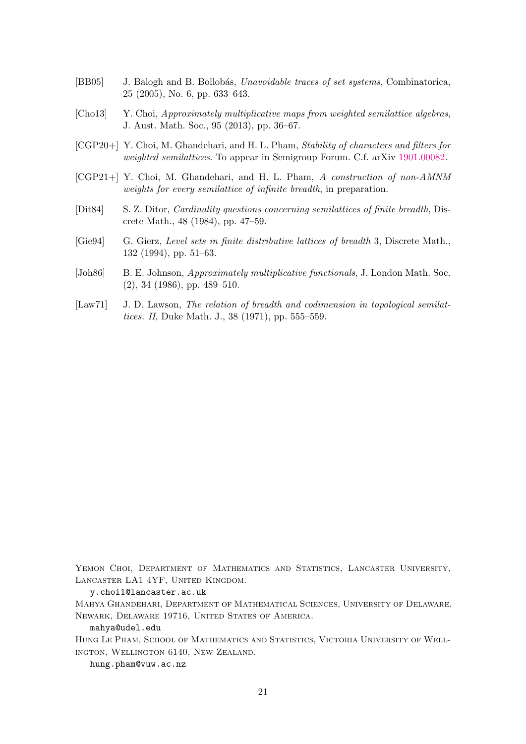[BB05] J. Balogh and B. Bollobás, *Unavoidable traces of set systems*, Combinatorica, 25 (2005), No. 6, pp. 633–643.

[Cho13] Y. Choi, *Approximately multiplicative maps from weighted semilattice algebras*, J. Aust. Math. Soc., 95 (2013), pp. 36–67.

[CGP20+] Y. Choi, M. Ghandehari, and H. L. Pham, *Stability of characters and filters for weighted semilattices*. To appear in Semigroup Forum. C.f. arXiv 1901.00082.

[CGP21+] Y. Choi, M. Ghandehari, and H. L. Pham, *A construction of non-AMNM weights for every semilattice of infinite breadth*, in preparation.

[Dit84] S. Z. Ditor, *Cardinality questions concerning semilattices of finite breadth*, Discrete Math., 48 (1984), pp. 47–59.

[Gie94] G. Gierz, *Level sets in finite distributive lattices of breadth* 3, Discrete Math., 132 (1994), pp. 51–63.

[Joh86] B. E. Johnson, *Approximately multiplicative functionals*, J. London Math. Soc. (2), 34 (1986), pp. 489–510.

[Law71] J. D. Lawson, *The relation of breadth and codimension in topological semilattices. II*, Duke Math. J., 38 (1971), pp. 555–559.

Yemon Choi, Department of Mathematics and Statistics, Lancaster University, Lancaster LA1 4YF, United Kingdom.

y.choi1@lancaster.ac.uk

Mahya Ghandehari, Department of Mathematical Sciences, University of Delaware, Newark, Delaware 19716, United States of America.

mahya@udel.edu

Hung Le Pham, School of Mathematics and Statistics, Victoria University of Wellington, Wellington 6140, New Zealand.

hung.pham@vuw.ac.nz